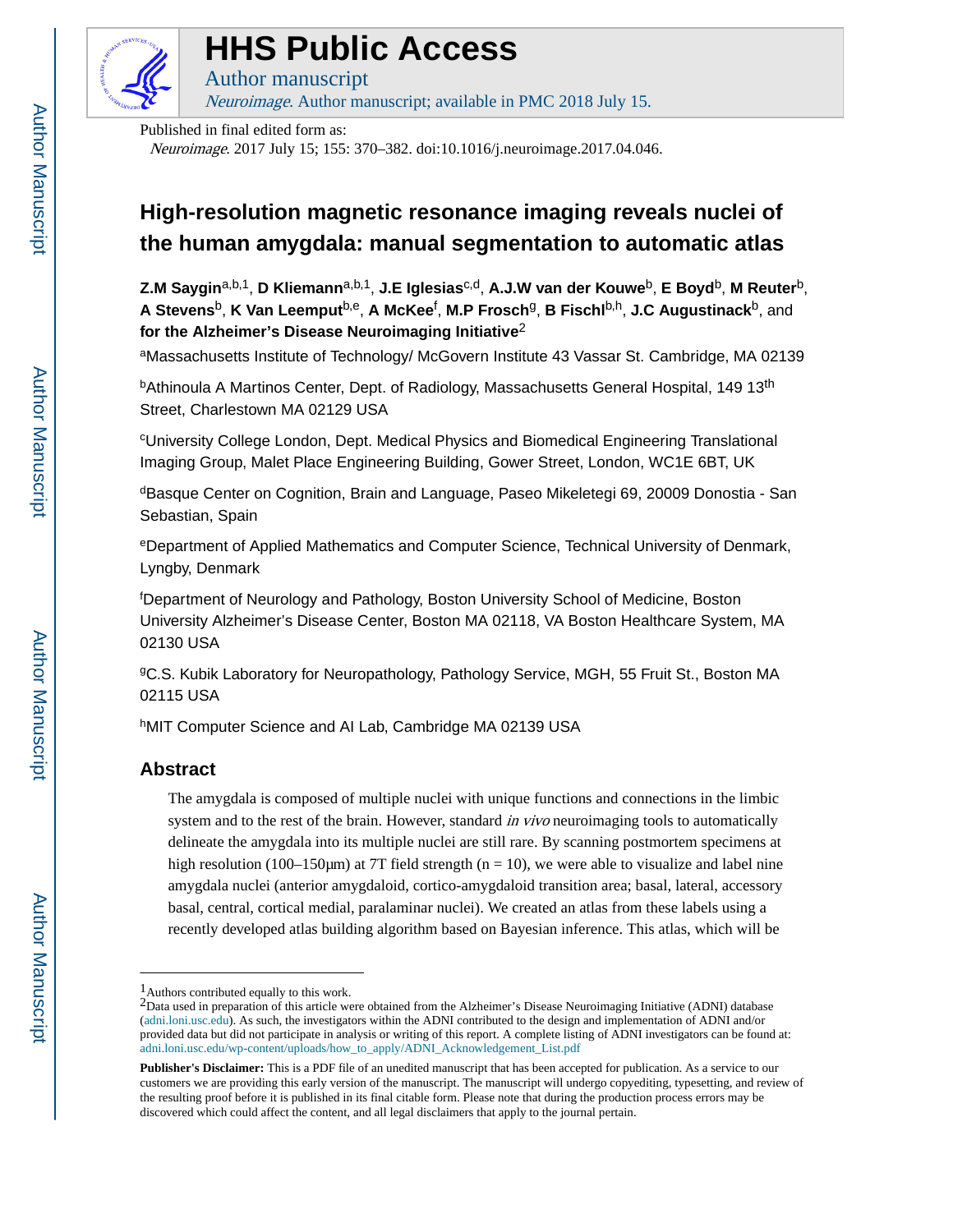# HHS Public Access

Author manuscript

*Neuroimage*. Author manuscript; available in PMC 2018 July 15.

Published in final edited form as:

*Neuroimage*. 2017 July 15; 155: 370–382. doi:10.1016/j.neuroimage.2017.04.046.

# High-resolution magnetic resonance imaging reveals nuclei of the human amygdala: manual segmentation to automatic atlas

**Z.M Saygin**[a,b,1], **D Kliemann**[a,b,1], **J.E Iglesias**[c,d], **A.J.W van der Kouwe**[b], **E Boyd**[b], **M Reuter**[b], **A Stevens**[b], **K Van Leemput**[b,e], **A McKee**[f], **M.P Frosch**[g], **B Fischl**[b,h], **J.C Augustinack**[b], and **for the Alzheimer's Disease Neuroimaging Initiative**[2]

[a]Massachusetts Institute of Technology/ McGovern Institute 43 Vassar St. Cambridge, MA 02139

[b]Athinoula A Martinos Center, Dept. of Radiology, Massachusetts General Hospital, 149 13th Street, Charlestown MA 02129 USA

[c]University College London, Dept. Medical Physics and Biomedical Engineering Translational Imaging Group, Malet Place Engineering Building, Gower Street, London, WC1E 6BT, UK

[d]Basque Center on Cognition, Brain and Language, Paseo Mikeletegi 69, 20009 Donostia - San Sebastian, Spain

[e]Department of Applied Mathematics and Computer Science, Technical University of Denmark, Lyngby, Denmark

[f]Department of Neurology and Pathology, Boston University School of Medicine, Boston University Alzheimer's Disease Center, Boston MA 02118, VA Boston Healthcare System, MA 02130 USA

[g]C.S. Kubik Laboratory for Neuropathology, Pathology Service, MGH, 55 Fruit St., Boston MA 02115 USA

[h]MIT Computer Science and AI Lab, Cambridge MA 02139 USA

## Abstract

The amygdala is composed of multiple nuclei with unique functions and connections in the limbic system and to the rest of the brain. However, standard *in vivo* neuroimaging tools to automatically delineate the amygdala into its multiple nuclei are still rare. By scanning postmortem specimens at high resolution (100–150μm) at 7T field strength (n = 10), we were able to visualize and label nine amygdala nuclei (anterior amygdaloid, cortico-amygdaloid transition area; basal, lateral, accessory basal, central, cortical medial, paralaminar nuclei). We created an atlas from these labels using a recently developed atlas building algorithm based on Bayesian inference. This atlas, which will be

---

[1]Authors contributed equally to this work.

[2]Data used in preparation of this article were obtained from the Alzheimer's Disease Neuroimaging Initiative (ADNI) database (adni.loni.usc.edu). As such, the investigators within the ADNI contributed to the design and implementation of ADNI and/or provided data but did not participate in analysis or writing of this report. A complete listing of ADNI investigators can be found at: adni.loni.usc.edu/wp-content/uploads/how_to_apply/ADNI_Acknowledgement_List.pdf

**Publisher's Disclaimer:** This is a PDF file of an unedited manuscript that has been accepted for publication. As a service to our customers we are providing this early version of the manuscript. The manuscript will undergo copyediting, typesetting, and review of the resulting proof before it is published in its final citable form. Please note that during the production process errors may be discovered which could affect the content, and all legal disclaimers that apply to the journal pertain.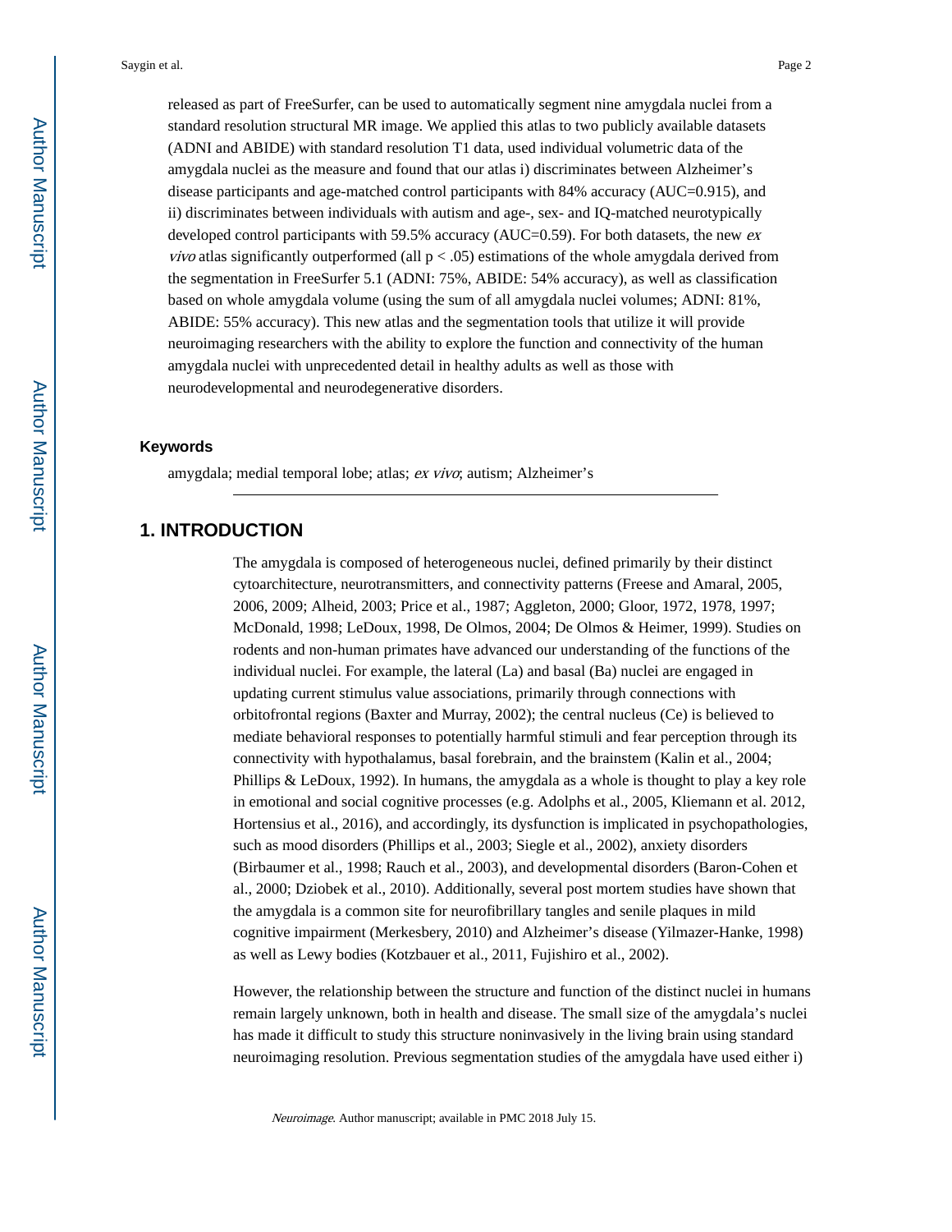released as part of FreeSurfer, can be used to automatically segment nine amygdala nuclei from a standard resolution structural MR image. We applied this atlas to two publicly available datasets (ADNI and ABIDE) with standard resolution T1 data, used individual volumetric data of the amygdala nuclei as the measure and found that our atlas i) discriminates between Alzheimer's disease participants and age-matched control participants with 84% accuracy (AUC=0.915), and ii) discriminates between individuals with autism and age-, sex- and IQ-matched neurotypically developed control participants with 59.5% accuracy (AUC=0.59). For both datasets, the new *ex vivo* atlas significantly outperformed (all $p < .05$) estimations of the whole amygdala derived from the segmentation in FreeSurfer 5.1 (ADNI: 75%, ABIDE: 54% accuracy), as well as classification based on whole amygdala volume (using the sum of all amygdala nuclei volumes; ADNI: 81%, ABIDE: 55% accuracy). This new atlas and the segmentation tools that utilize it will provide neuroimaging researchers with the ability to explore the function and connectivity of the human amygdala nuclei with unprecedented detail in healthy adults as well as those with neurodevelopmental and neurodegenerative disorders.

### Keywords

amygdala; medial temporal lobe; atlas; *ex vivo*; autism; Alzheimer's

## 1. INTRODUCTION

The amygdala is composed of heterogeneous nuclei, defined primarily by their distinct cytoarchitecture, neurotransmitters, and connectivity patterns (Freese and Amaral, 2005, 2006, 2009; Alheid, 2003; Price et al., 1987; Aggleton, 2000; Gloor, 1972, 1978, 1997; McDonald, 1998; LeDoux, 1998, De Olmos, 2004; De Olmos & Heimer, 1999). Studies on rodents and non-human primates have advanced our understanding of the functions of the individual nuclei. For example, the lateral (La) and basal (Ba) nuclei are engaged in updating current stimulus value associations, primarily through connections with orbitofrontal regions (Baxter and Murray, 2002); the central nucleus (Ce) is believed to mediate behavioral responses to potentially harmful stimuli and fear perception through its connectivity with hypothalamus, basal forebrain, and the brainstem (Kalin et al., 2004; Phillips & LeDoux, 1992). In humans, the amygdala as a whole is thought to play a key role in emotional and social cognitive processes (e.g. Adolphs et al., 2005, Kliemann et al. 2012, Hortensius et al., 2016), and accordingly, its dysfunction is implicated in psychopathologies, such as mood disorders (Phillips et al., 2003; Siegle et al., 2002), anxiety disorders (Birbaumer et al., 1998; Rauch et al., 2003), and developmental disorders (Baron-Cohen et al., 2000; Dziobek et al., 2010). Additionally, several post mortem studies have shown that the amygdala is a common site for neurofibrillary tangles and senile plaques in mild cognitive impairment (Merkesbery, 2010) and Alzheimer's disease (Yilmazer-Hanke, 1998) as well as Lewy bodies (Kotzbauer et al., 2011, Fujishiro et al., 2002).

However, the relationship between the structure and function of the distinct nuclei in humans remain largely unknown, both in health and disease. The small size of the amygdala's nuclei has made it difficult to study this structure noninvasively in the living brain using standard neuroimaging resolution. Previous segmentation studies of the amygdala have used either i)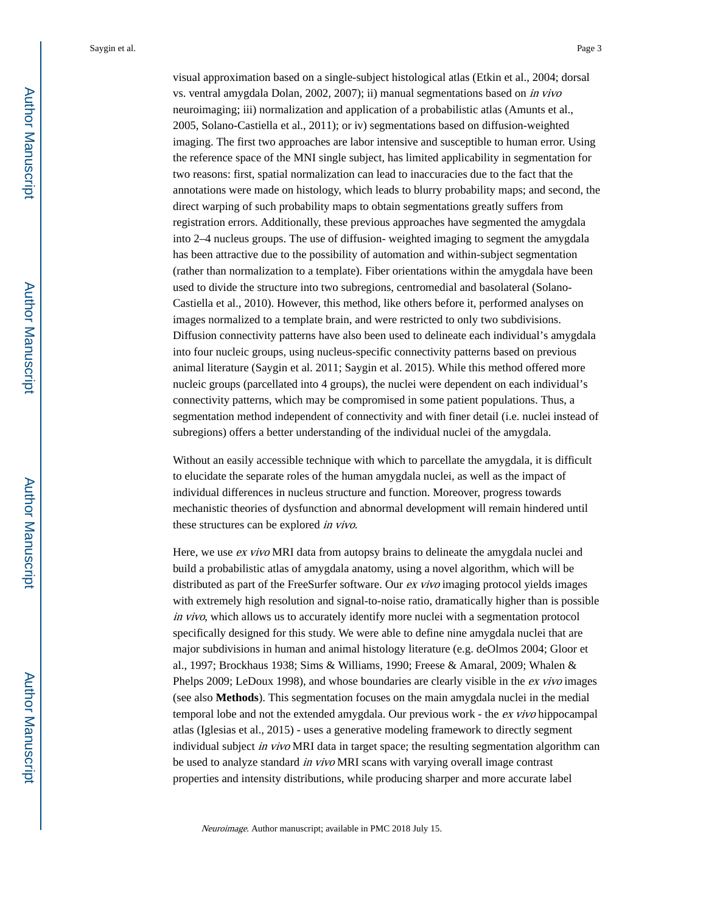visual approximation based on a single-subject histological atlas (Etkin et al., 2004; dorsal vs. ventral amygdala Dolan, 2002, 2007); ii) manual segmentations based on *in vivo* neuroimaging; iii) normalization and application of a probabilistic atlas (Amunts et al., 2005, Solano-Castiella et al., 2011); or iv) segmentations based on diffusion-weighted imaging. The first two approaches are labor intensive and susceptible to human error. Using the reference space of the MNI single subject, has limited applicability in segmentation for two reasons: first, spatial normalization can lead to inaccuracies due to the fact that the annotations were made on histology, which leads to blurry probability maps; and second, the direct warping of such probability maps to obtain segmentations greatly suffers from registration errors. Additionally, these previous approaches have segmented the amygdala into 2–4 nucleus groups. The use of diffusion- weighted imaging to segment the amygdala has been attractive due to the possibility of automation and within-subject segmentation (rather than normalization to a template). Fiber orientations within the amygdala have been used to divide the structure into two subregions, centromedial and basolateral (Solano-Castiella et al., 2010). However, this method, like others before it, performed analyses on images normalized to a template brain, and were restricted to only two subdivisions. Diffusion connectivity patterns have also been used to delineate each individual's amygdala into four nucleic groups, using nucleus-specific connectivity patterns based on previous animal literature (Saygin et al. 2011; Saygin et al. 2015). While this method offered more nucleic groups (parcellated into 4 groups), the nuclei were dependent on each individual's connectivity patterns, which may be compromised in some patient populations. Thus, a segmentation method independent of connectivity and with finer detail (i.e. nuclei instead of subregions) offers a better understanding of the individual nuclei of the amygdala.

Without an easily accessible technique with which to parcellate the amygdala, it is difficult to elucidate the separate roles of the human amygdala nuclei, as well as the impact of individual differences in nucleus structure and function. Moreover, progress towards mechanistic theories of dysfunction and abnormal development will remain hindered until these structures can be explored *in vivo*.

Here, we use *ex vivo* MRI data from autopsy brains to delineate the amygdala nuclei and build a probabilistic atlas of amygdala anatomy, using a novel algorithm, which will be distributed as part of the FreeSurfer software. Our *ex vivo* imaging protocol yields images with extremely high resolution and signal-to-noise ratio, dramatically higher than is possible *in vivo*, which allows us to accurately identify more nuclei with a segmentation protocol specifically designed for this study. We were able to define nine amygdala nuclei that are major subdivisions in human and animal histology literature (e.g. deOlmos 2004; Gloor et al., 1997; Brockhaus 1938; Sims & Williams, 1990; Freese & Amaral, 2009; Whalen & Phelps 2009; LeDoux 1998), and whose boundaries are clearly visible in the *ex vivo* images (see also **Methods**). This segmentation focuses on the main amygdala nuclei in the medial temporal lobe and not the extended amygdala. Our previous work - the *ex vivo* hippocampal atlas (Iglesias et al., 2015) - uses a generative modeling framework to directly segment individual subject *in vivo* MRI data in target space; the resulting segmentation algorithm can be used to analyze standard *in vivo* MRI scans with varying overall image contrast properties and intensity distributions, while producing sharper and more accurate label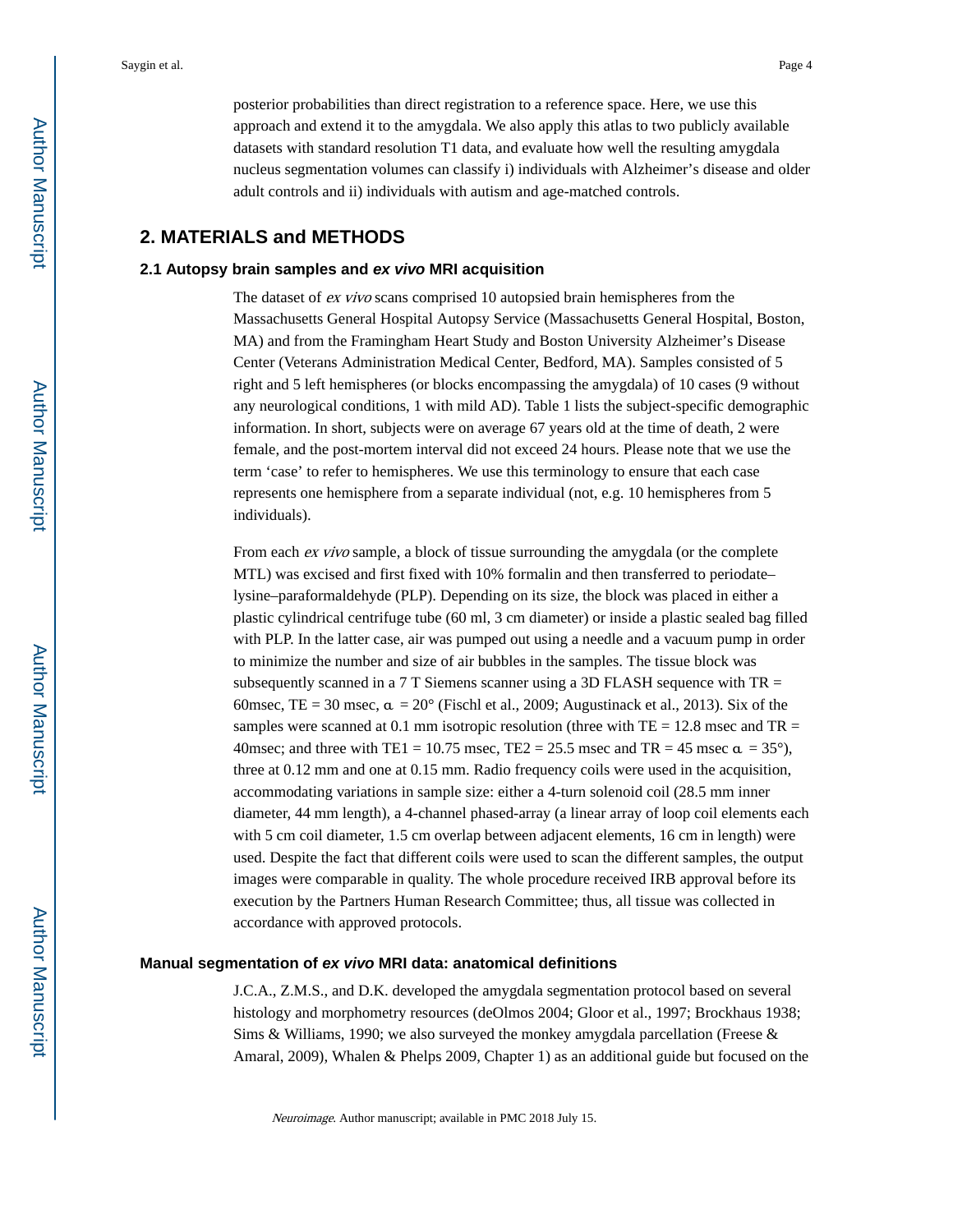posterior probabilities than direct registration to a reference space. Here, we use this approach and extend it to the amygdala. We also apply this atlas to two publicly available datasets with standard resolution T1 data, and evaluate how well the resulting amygdala nucleus segmentation volumes can classify i) individuals with Alzheimer's disease and older adult controls and ii) individuals with autism and age-matched controls.

## 2. MATERIALS and METHODS

### 2.1 Autopsy brain samples and *ex vivo* MRI acquisition

The dataset of *ex vivo* scans comprised 10 autopsied brain hemispheres from the Massachusetts General Hospital Autopsy Service (Massachusetts General Hospital, Boston, MA) and from the Framingham Heart Study and Boston University Alzheimer's Disease Center (Veterans Administration Medical Center, Bedford, MA). Samples consisted of 5 right and 5 left hemispheres (or blocks encompassing the amygdala) of 10 cases (9 without any neurological conditions, 1 with mild AD). Table 1 lists the subject-specific demographic information. In short, subjects were on average 67 years old at the time of death, 2 were female, and the post-mortem interval did not exceed 24 hours. Please note that we use the term 'case' to refer to hemispheres. We use this terminology to ensure that each case represents one hemisphere from a separate individual (not, e.g. 10 hemispheres from 5 individuals).

From each *ex vivo* sample, a block of tissue surrounding the amygdala (or the complete MTL) was excised and first fixed with 10% formalin and then transferred to periodate–lysine–paraformaldehyde (PLP). Depending on its size, the block was placed in either a plastic cylindrical centrifuge tube (60 ml, 3 cm diameter) or inside a plastic sealed bag filled with PLP. In the latter case, air was pumped out using a needle and a vacuum pump in order to minimize the number and size of air bubbles in the samples. The tissue block was subsequently scanned in a 7 T Siemens scanner using a 3D FLASH sequence with TR = 60msec, TE = 30 msec, $\alpha$ = 20° (Fischl et al., 2009; Augustinack et al., 2013). Six of the samples were scanned at 0.1 mm isotropic resolution (three with TE = 12.8 msec and TR = 40msec; and three with TE1 = 10.75 msec, TE2 = 25.5 msec and TR = 45 msec $\alpha$ = 35°), three at 0.12 mm and one at 0.15 mm. Radio frequency coils were used in the acquisition, accommodating variations in sample size: either a 4-turn solenoid coil (28.5 mm inner diameter, 44 mm length), a 4-channel phased-array (a linear array of loop coil elements each with 5 cm coil diameter, 1.5 cm overlap between adjacent elements, 16 cm in length) were used. Despite the fact that different coils were used to scan the different samples, the output images were comparable in quality. The whole procedure received IRB approval before its execution by the Partners Human Research Committee; thus, all tissue was collected in accordance with approved protocols.

### Manual segmentation of *ex vivo* MRI data: anatomical definitions

J.C.A., Z.M.S., and D.K. developed the amygdala segmentation protocol based on several histology and morphometry resources (deOlmos 2004; Gloor et al., 1997; Brockhaus 1938; Sims & Williams, 1990; we also surveyed the monkey amygdala parcellation (Freese & Amaral, 2009), Whalen & Phelps 2009, Chapter 1) as an additional guide but focused on the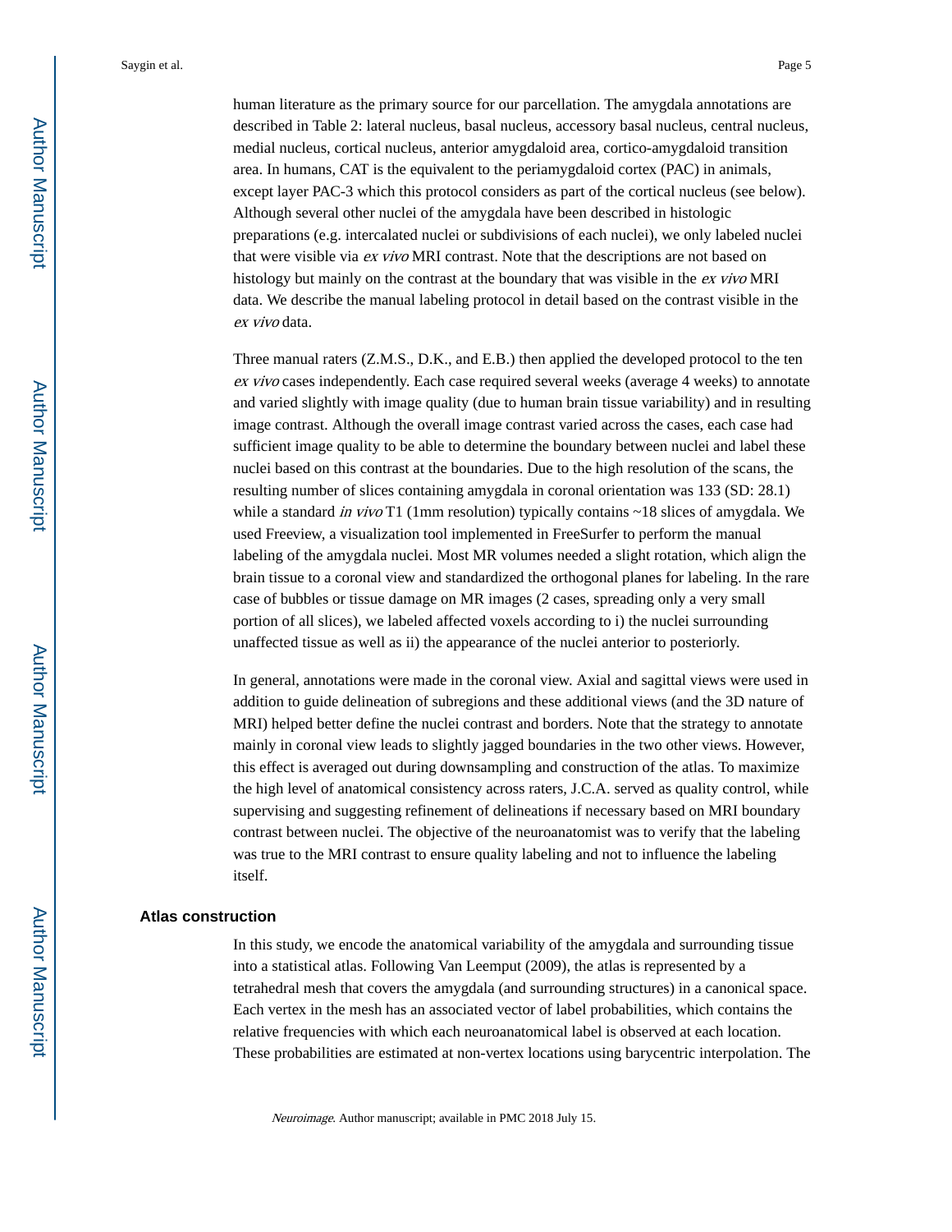human literature as the primary source for our parcellation. The amygdala annotations are described in Table 2: lateral nucleus, basal nucleus, accessory basal nucleus, central nucleus, medial nucleus, cortical nucleus, anterior amygdaloid area, cortico-amygdaloid transition area. In humans, CAT is the equivalent to the periamygdaloid cortex (PAC) in animals, except layer PAC-3 which this protocol considers as part of the cortical nucleus (see below). Although several other nuclei of the amygdala have been described in histologic preparations (e.g. intercalated nuclei or subdivisions of each nuclei), we only labeled nuclei that were visible via *ex vivo* MRI contrast. Note that the descriptions are not based on histology but mainly on the contrast at the boundary that was visible in the *ex vivo* MRI data. We describe the manual labeling protocol in detail based on the contrast visible in the *ex vivo* data.

Three manual raters (Z.M.S., D.K., and E.B.) then applied the developed protocol to the ten *ex vivo* cases independently. Each case required several weeks (average 4 weeks) to annotate and varied slightly with image quality (due to human brain tissue variability) and in resulting image contrast. Although the overall image contrast varied across the cases, each case had sufficient image quality to be able to determine the boundary between nuclei and label these nuclei based on this contrast at the boundaries. Due to the high resolution of the scans, the resulting number of slices containing amygdala in coronal orientation was 133 (SD: 28.1) while a standard *in vivo* T1 (1mm resolution) typically contains ~18 slices of amygdala. We used Freeview, a visualization tool implemented in FreeSurfer to perform the manual labeling of the amygdala nuclei. Most MR volumes needed a slight rotation, which align the brain tissue to a coronal view and standardized the orthogonal planes for labeling. In the rare case of bubbles or tissue damage on MR images (2 cases, spreading only a very small portion of all slices), we labeled affected voxels according to i) the nuclei surrounding unaffected tissue as well as ii) the appearance of the nuclei anterior to posteriorly.

In general, annotations were made in the coronal view. Axial and sagittal views were used in addition to guide delineation of subregions and these additional views (and the 3D nature of MRI) helped better define the nuclei contrast and borders. Note that the strategy to annotate mainly in coronal view leads to slightly jagged boundaries in the two other views. However, this effect is averaged out during downsampling and construction of the atlas. To maximize the high level of anatomical consistency across raters, J.C.A. served as quality control, while supervising and suggesting refinement of delineations if necessary based on MRI boundary contrast between nuclei. The objective of the neuroanatomist was to verify that the labeling was true to the MRI contrast to ensure quality labeling and not to influence the labeling itself.

### Atlas construction

In this study, we encode the anatomical variability of the amygdala and surrounding tissue into a statistical atlas. Following Van Leemput (2009), the atlas is represented by a tetrahedral mesh that covers the amygdala (and surrounding structures) in a canonical space. Each vertex in the mesh has an associated vector of label probabilities, which contains the relative frequencies with which each neuroanatomical label is observed at each location. These probabilities are estimated at non-vertex locations using barycentric interpolation. The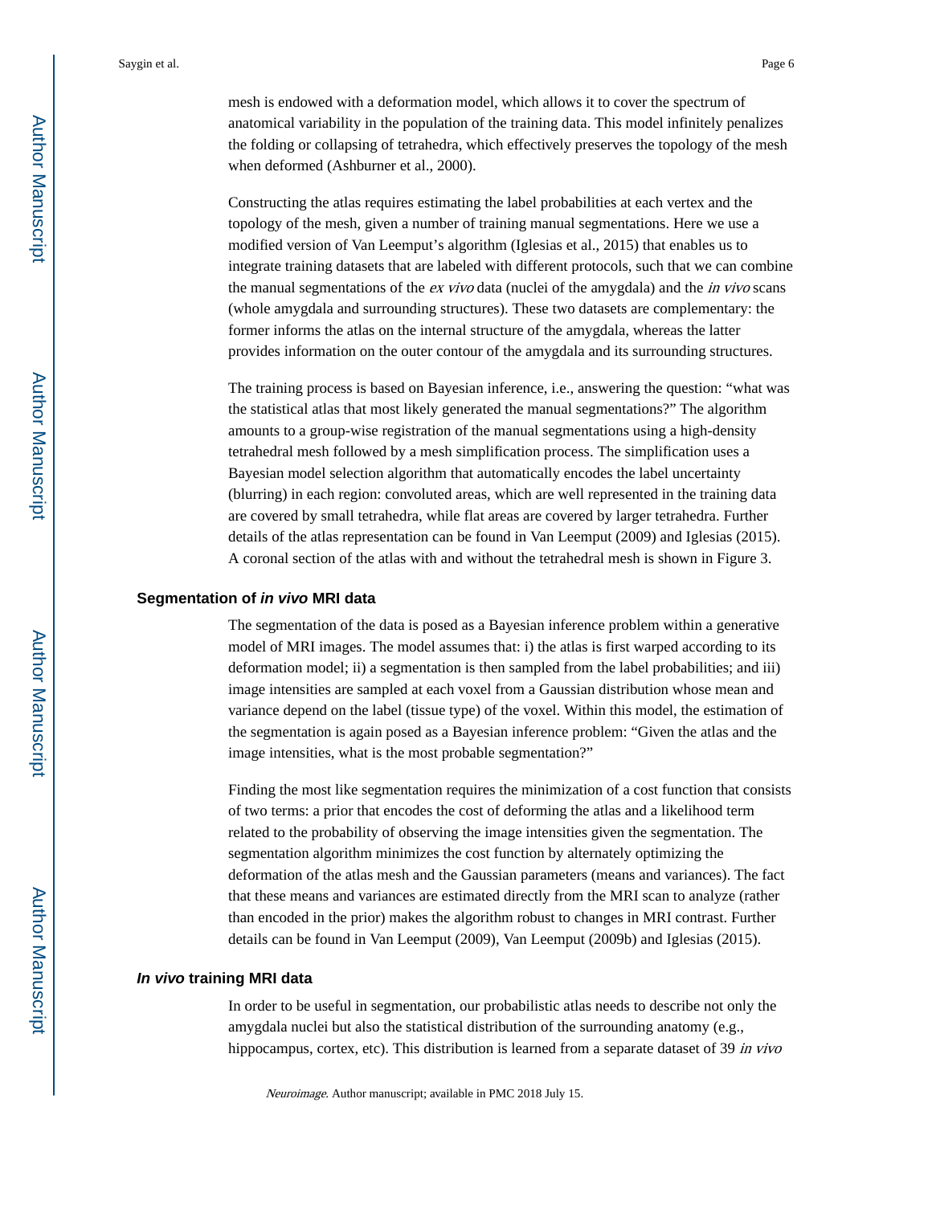mesh is endowed with a deformation model, which allows it to cover the spectrum of anatomical variability in the population of the training data. This model infinitely penalizes the folding or collapsing of tetrahedra, which effectively preserves the topology of the mesh when deformed (Ashburner et al., 2000).

Constructing the atlas requires estimating the label probabilities at each vertex and the topology of the mesh, given a number of training manual segmentations. Here we use a modified version of Van Leemput's algorithm (Iglesias et al., 2015) that enables us to integrate training datasets that are labeled with different protocols, such that we can combine the manual segmentations of the *ex vivo* data (nuclei of the amygdala) and the *in vivo* scans (whole amygdala and surrounding structures). These two datasets are complementary: the former informs the atlas on the internal structure of the amygdala, whereas the latter provides information on the outer contour of the amygdala and its surrounding structures.

The training process is based on Bayesian inference, i.e., answering the question: "what was the statistical atlas that most likely generated the manual segmentations?" The algorithm amounts to a group-wise registration of the manual segmentations using a high-density tetrahedral mesh followed by a mesh simplification process. The simplification uses a Bayesian model selection algorithm that automatically encodes the label uncertainty (blurring) in each region: convoluted areas, which are well represented in the training data are covered by small tetrahedra, while flat areas are covered by larger tetrahedra. Further details of the atlas representation can be found in Van Leemput (2009) and Iglesias (2015). A coronal section of the atlas with and without the tetrahedral mesh is shown in Figure 3.

## Segmentation of *in vivo* MRI data

The segmentation of the data is posed as a Bayesian inference problem within a generative model of MRI images. The model assumes that: i) the atlas is first warped according to its deformation model; ii) a segmentation is then sampled from the label probabilities; and iii) image intensities are sampled at each voxel from a Gaussian distribution whose mean and variance depend on the label (tissue type) of the voxel. Within this model, the estimation of the segmentation is again posed as a Bayesian inference problem: "Given the atlas and the image intensities, what is the most probable segmentation?"

Finding the most like segmentation requires the minimization of a cost function that consists of two terms: a prior that encodes the cost of deforming the atlas and a likelihood term related to the probability of observing the image intensities given the segmentation. The segmentation algorithm minimizes the cost function by alternately optimizing the deformation of the atlas mesh and the Gaussian parameters (means and variances). The fact that these means and variances are estimated directly from the MRI scan to analyze (rather than encoded in the prior) makes the algorithm robust to changes in MRI contrast. Further details can be found in Van Leemput (2009), Van Leemput (2009b) and Iglesias (2015).

## *In vivo* training MRI data

In order to be useful in segmentation, our probabilistic atlas needs to describe not only the amygdala nuclei but also the statistical distribution of the surrounding anatomy (e.g., hippocampus, cortex, etc). This distribution is learned from a separate dataset of 39 *in vivo*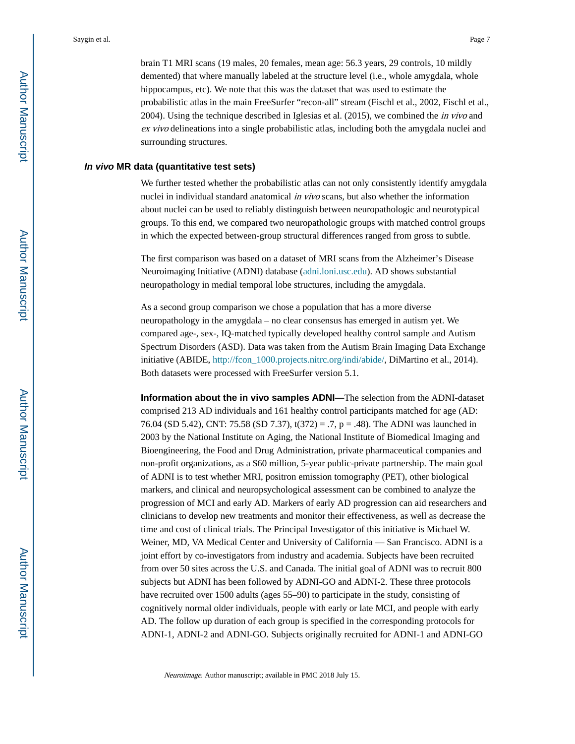brain T1 MRI scans (19 males, 20 females, mean age: 56.3 years, 29 controls, 10 mildly demented) that where manually labeled at the structure level (i.e., whole amygdala, whole hippocampus, etc). We note that this was the dataset that was used to estimate the probabilistic atlas in the main FreeSurfer "recon-all" stream (Fischl et al., 2002, Fischl et al., 2004). Using the technique described in Iglesias et al. (2015), we combined the *in vivo* and *ex vivo* delineations into a single probabilistic atlas, including both the amygdala nuclei and surrounding structures.

### *In vivo* MR data (quantitative test sets)

We further tested whether the probabilistic atlas can not only consistently identify amygdala nuclei in individual standard anatomical *in vivo* scans, but also whether the information about nuclei can be used to reliably distinguish between neuropathologic and neurotypical groups. To this end, we compared two neuropathologic groups with matched control groups in which the expected between-group structural differences ranged from gross to subtle.

The first comparison was based on a dataset of MRI scans from the Alzheimer's Disease Neuroimaging Initiative (ADNI) database (adni.loni.usc.edu). AD shows substantial neuropathology in medial temporal lobe structures, including the amygdala.

As a second group comparison we chose a population that has a more diverse neuropathology in the amygdala – no clear consensus has emerged in autism yet. We compared age-, sex-, IQ-matched typically developed healthy control sample and Autism Spectrum Disorders (ASD). Data was taken from the Autism Brain Imaging Data Exchange initiative (ABIDE, http://fcon_1000.projects.nitrc.org/indi/abide/, DiMartino et al., 2014). Both datasets were processed with FreeSurfer version 5.1.

**Information about the in vivo samples ADNI—**The selection from the ADNI-dataset comprised 213 AD individuals and 161 healthy control participants matched for age (AD: 76.04 (SD 5.42), CNT: 75.58 (SD 7.37), $t(372) = .7$, $p = .48$). The ADNI was launched in 2003 by the National Institute on Aging, the National Institute of Biomedical Imaging and Bioengineering, the Food and Drug Administration, private pharmaceutical companies and non-profit organizations, as a $60 million, 5-year public-private partnership. The main goal of ADNI is to test whether MRI, positron emission tomography (PET), other biological markers, and clinical and neuropsychological assessment can be combined to analyze the progression of MCI and early AD. Markers of early AD progression can aid researchers and clinicians to develop new treatments and monitor their effectiveness, as well as decrease the time and cost of clinical trials. The Principal Investigator of this initiative is Michael W. Weiner, MD, VA Medical Center and University of California — San Francisco. ADNI is a joint effort by co-investigators from industry and academia. Subjects have been recruited from over 50 sites across the U.S. and Canada. The initial goal of ADNI was to recruit 800 subjects but ADNI has been followed by ADNI-GO and ADNI-2. These three protocols have recruited over 1500 adults (ages 55–90) to participate in the study, consisting of cognitively normal older individuals, people with early or late MCI, and people with early AD. The follow up duration of each group is specified in the corresponding protocols for ADNI-1, ADNI-2 and ADNI-GO. Subjects originally recruited for ADNI-1 and ADNI-GO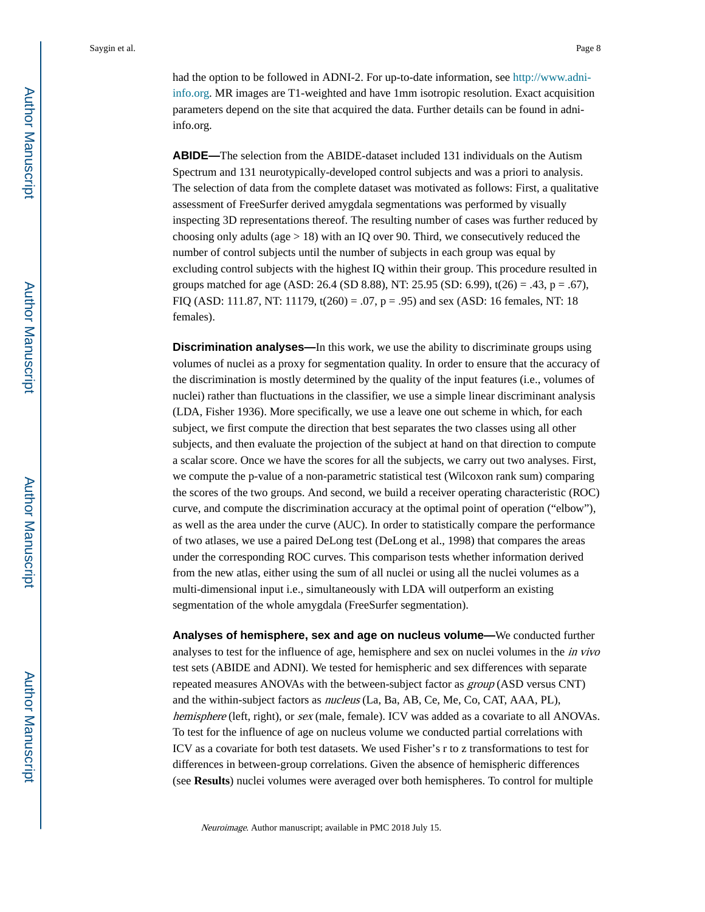had the option to be followed in ADNI-2. For up-to-date information, see http://www.adni-info.org. MR images are T1-weighted and have 1mm isotropic resolution. Exact acquisition parameters depend on the site that acquired the data. Further details can be found in adni-info.org.

**ABIDE—**The selection from the ABIDE-dataset included 131 individuals on the Autism Spectrum and 131 neurotypically-developed control subjects and was a priori to analysis. The selection of data from the complete dataset was motivated as follows: First, a qualitative assessment of FreeSurfer derived amygdala segmentations was performed by visually inspecting 3D representations thereof. The resulting number of cases was further reduced by choosing only adults (age > 18) with an IQ over 90. Third, we consecutively reduced the number of control subjects until the number of subjects in each group was equal by excluding control subjects with the highest IQ within their group. This procedure resulted in groups matched for age (ASD: 26.4 (SD 8.88), NT: 25.95 (SD: 6.99), $t(26) = .43$, $p = .67$), FIQ (ASD: 111.87, NT: 11179, $t(260) = .07$, $p = .95$) and sex (ASD: 16 females, NT: 18 females).

**Discrimination analyses—**In this work, we use the ability to discriminate groups using volumes of nuclei as a proxy for segmentation quality. In order to ensure that the accuracy of the discrimination is mostly determined by the quality of the input features (i.e., volumes of nuclei) rather than fluctuations in the classifier, we use a simple linear discriminant analysis (LDA, Fisher 1936). More specifically, we use a leave one out scheme in which, for each subject, we first compute the direction that best separates the two classes using all other subjects, and then evaluate the projection of the subject at hand on that direction to compute a scalar score. Once we have the scores for all the subjects, we carry out two analyses. First, we compute the p-value of a non-parametric statistical test (Wilcoxon rank sum) comparing the scores of the two groups. And second, we build a receiver operating characteristic (ROC) curve, and compute the discrimination accuracy at the optimal point of operation ("elbow"), as well as the area under the curve (AUC). In order to statistically compare the performance of two atlases, we use a paired DeLong test (DeLong et al., 1998) that compares the areas under the corresponding ROC curves. This comparison tests whether information derived from the new atlas, either using the sum of all nuclei or using all the nuclei volumes as a multi-dimensional input i.e., simultaneously with LDA will outperform an existing segmentation of the whole amygdala (FreeSurfer segmentation).

**Analyses of hemisphere, sex and age on nucleus volume—**We conducted further analyses to test for the influence of age, hemisphere and sex on nuclei volumes in the *in vivo* test sets (ABIDE and ADNI). We tested for hemispheric and sex differences with separate repeated measures ANOVAs with the between-subject factor as *group* (ASD versus CNT) and the within-subject factors as *nucleus* (La, Ba, AB, Ce, Me, Co, CAT, AAA, PL), *hemisphere* (left, right), or *sex* (male, female). ICV was added as a covariate to all ANOVAs. To test for the influence of age on nucleus volume we conducted partial correlations with ICV as a covariate for both test datasets. We used Fisher's r to z transformations to test for differences in between-group correlations. Given the absence of hemispheric differences (see **Results**) nuclei volumes were averaged over both hemispheres. To control for multiple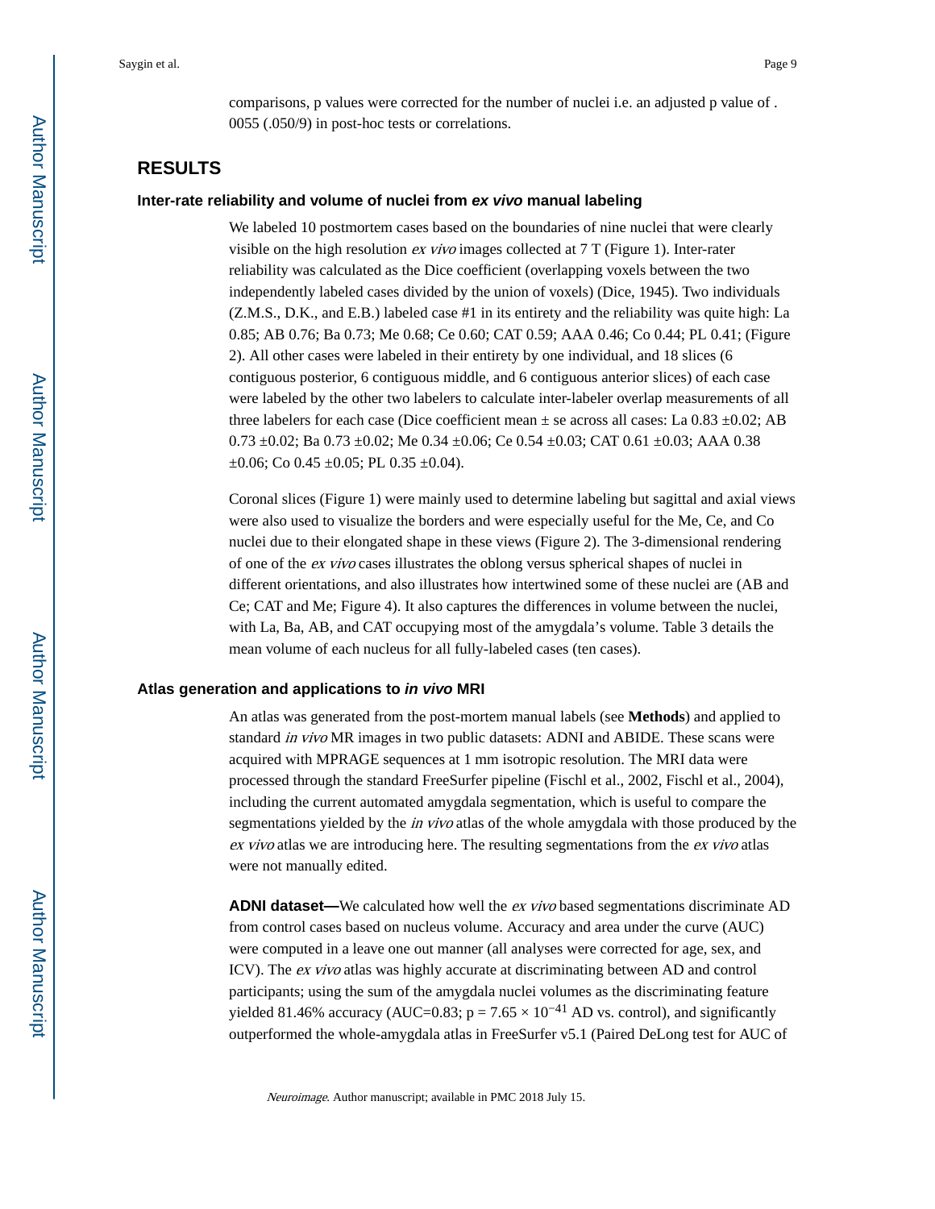comparisons, p values were corrected for the number of nuclei i.e. an adjusted p value of .0055 (.050/9) in post-hoc tests or correlations.

## RESULTS

### Inter-rate reliability and volume of nuclei from *ex vivo* manual labeling

We labeled 10 postmortem cases based on the boundaries of nine nuclei that were clearly visible on the high resolution *ex vivo* images collected at 7 T (Figure 1). Inter-rater reliability was calculated as the Dice coefficient (overlapping voxels between the two independently labeled cases divided by the union of voxels) (Dice, 1945). Two individuals (Z.M.S., D.K., and E.B.) labeled case #1 in its entirety and the reliability was quite high: La 0.85; AB 0.76; Ba 0.73; Me 0.68; Ce 0.60; CAT 0.59; AAA 0.46; Co 0.44; PL 0.41; (Figure 2). All other cases were labeled in their entirety by one individual, and 18 slices (6 contiguous posterior, 6 contiguous middle, and 6 contiguous anterior slices) of each case were labeled by the other two labelers to calculate inter-labeler overlap measurements of all three labelers for each case (Dice coefficient mean ± se across all cases: La 0.83 ±0.02; AB 0.73 ±0.02; Ba 0.73 ±0.02; Me 0.34 ±0.06; Ce 0.54 ±0.03; CAT 0.61 ±0.03; AAA 0.38 ±0.06; Co 0.45 ±0.05; PL 0.35 ±0.04).

Coronal slices (Figure 1) were mainly used to determine labeling but sagittal and axial views were also used to visualize the borders and were especially useful for the Me, Ce, and Co nuclei due to their elongated shape in these views (Figure 2). The 3-dimensional rendering of one of the *ex vivo* cases illustrates the oblong versus spherical shapes of nuclei in different orientations, and also illustrates how intertwined some of these nuclei are (AB and Ce; CAT and Me; Figure 4). It also captures the differences in volume between the nuclei, with La, Ba, AB, and CAT occupying most of the amygdala's volume. Table 3 details the mean volume of each nucleus for all fully-labeled cases (ten cases).

### Atlas generation and applications to *in vivo* MRI

An atlas was generated from the post-mortem manual labels (see **Methods**) and applied to standard *in vivo* MR images in two public datasets: ADNI and ABIDE. These scans were acquired with MPRAGE sequences at 1 mm isotropic resolution. The MRI data were processed through the standard FreeSurfer pipeline (Fischl et al., 2002, Fischl et al., 2004), including the current automated amygdala segmentation, which is useful to compare the segmentations yielded by the *in vivo* atlas of the whole amygdala with those produced by the *ex vivo* atlas we are introducing here. The resulting segmentations from the *ex vivo* atlas were not manually edited.

**ADNI dataset—**We calculated how well the *ex vivo* based segmentations discriminate AD from control cases based on nucleus volume. Accuracy and area under the curve (AUC) were computed in a leave one out manner (all analyses were corrected for age, sex, and ICV). The *ex vivo* atlas was highly accurate at discriminating between AD and control participants; using the sum of the amygdala nuclei volumes as the discriminating feature yielded 81.46% accuracy (AUC=0.83; $p = 7.65 \times 10^{-41}$ AD vs. control), and significantly outperformed the whole-amygdala atlas in FreeSurfer v5.1 (Paired DeLong test for AUC of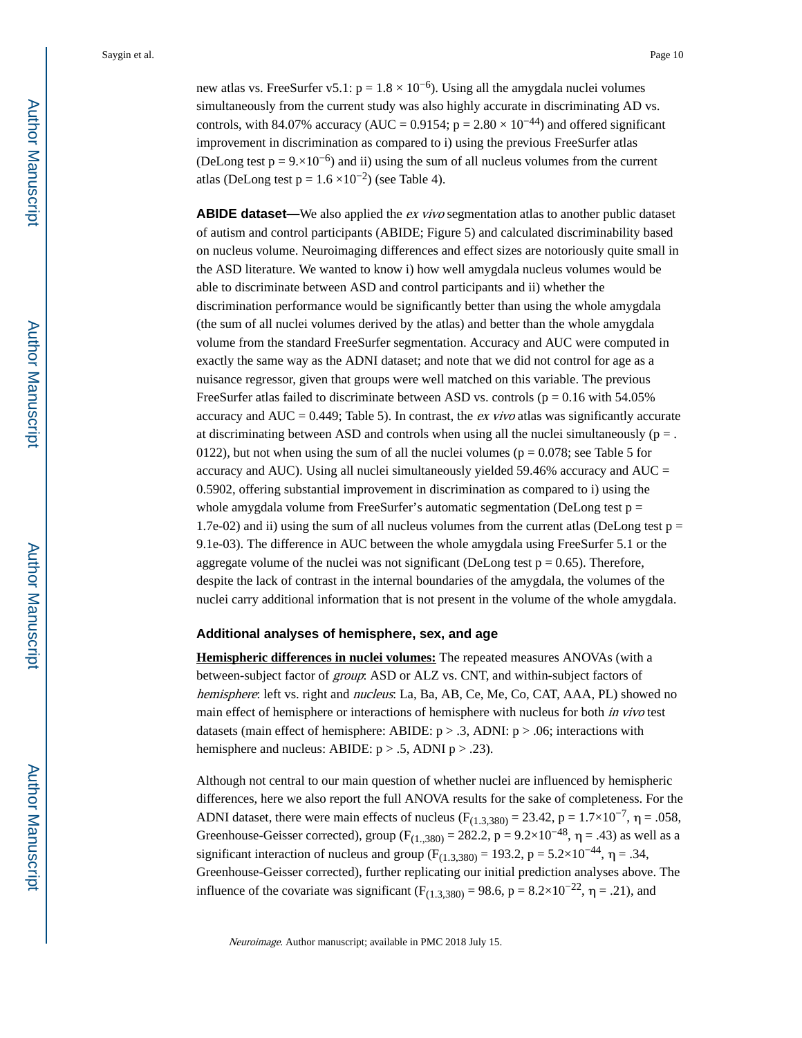new atlas vs. FreeSurfer v5.1: $p = 1.8 \times 10^{-6}$). Using all the amygdala nuclei volumes simultaneously from the current study was also highly accurate in discriminating AD vs. controls, with 84.07% accuracy (AUC = 0.9154; $p = 2.80 \times 10^{-44}$) and offered significant improvement in discrimination as compared to i) using the previous FreeSurfer atlas (DeLong test $p = 9.\times10^{-6}$) and ii) using the sum of all nucleus volumes from the current atlas (DeLong test $p = 1.6 \times10^{-2}$) (see Table 4).

**ABIDE dataset—**We also applied the *ex vivo* segmentation atlas to another public dataset of autism and control participants (ABIDE; Figure 5) and calculated discriminability based on nucleus volume. Neuroimaging differences and effect sizes are notoriously quite small in the ASD literature. We wanted to know i) how well amygdala nucleus volumes would be able to discriminate between ASD and control participants and ii) whether the discrimination performance would be significantly better than using the whole amygdala (the sum of all nuclei volumes derived by the atlas) and better than the whole amygdala volume from the standard FreeSurfer segmentation. Accuracy and AUC were computed in exactly the same way as the ADNI dataset; and note that we did not control for age as a nuisance regressor, given that groups were well matched on this variable. The previous FreeSurfer atlas failed to discriminate between ASD vs. controls (p = 0.16 with 54.05% accuracy and AUC = 0.449; Table 5). In contrast, the *ex vivo* atlas was significantly accurate at discriminating between ASD and controls when using all the nuclei simultaneously (p = .0122), but not when using the sum of all the nuclei volumes (p = 0.078; see Table 5 for accuracy and AUC). Using all nuclei simultaneously yielded 59.46% accuracy and AUC = 0.5902, offering substantial improvement in discrimination as compared to i) using the whole amygdala volume from FreeSurfer's automatic segmentation (DeLong test p = 1.7e-02) and ii) using the sum of all nucleus volumes from the current atlas (DeLong test p = 9.1e-03). The difference in AUC between the whole amygdala using FreeSurfer 5.1 or the aggregate volume of the nuclei was not significant (DeLong test p = 0.65). Therefore, despite the lack of contrast in the internal boundaries of the amygdala, the volumes of the nuclei carry additional information that is not present in the volume of the whole amygdala.

### Additional analyses of hemisphere, sex, and age

**Hemispheric differences in nuclei volumes:** The repeated measures ANOVAs (with a between-subject factor of *group*: ASD or ALZ vs. CNT, and within-subject factors of *hemisphere*: left vs. right and *nucleus*: La, Ba, AB, Ce, Me, Co, CAT, AAA, PL) showed no main effect of hemisphere or interactions of hemisphere with nucleus for both *in vivo* test datasets (main effect of hemisphere: ABIDE: $p > .3$, ADNI: $p > .06$; interactions with hemisphere and nucleus: ABIDE: $p > .5$, ADNI $p > .23$).

Although not central to our main question of whether nuclei are influenced by hemispheric differences, here we also report the full ANOVA results for the sake of completeness. For the ADNI dataset, there were main effects of nucleus ($F_{(1.3,380)} = 23.42$, $p = 1.7\times10^{-7}$, $\eta = .058$, Greenhouse-Geisser corrected), group ($F_{(1.,380)} = 282.2$, $p = 9.2\times10^{-48}$, $\eta = .43$) as well as a significant interaction of nucleus and group ($F_{(1.3,380)} = 193.2$, $p = 5.2\times10^{-44}$, $\eta = .34$, Greenhouse-Geisser corrected), further replicating our initial prediction analyses above. The influence of the covariate was significant ($F_{(1.3,380)} = 98.6$, $p = 8.2\times10^{-22}$, $\eta = .21$), and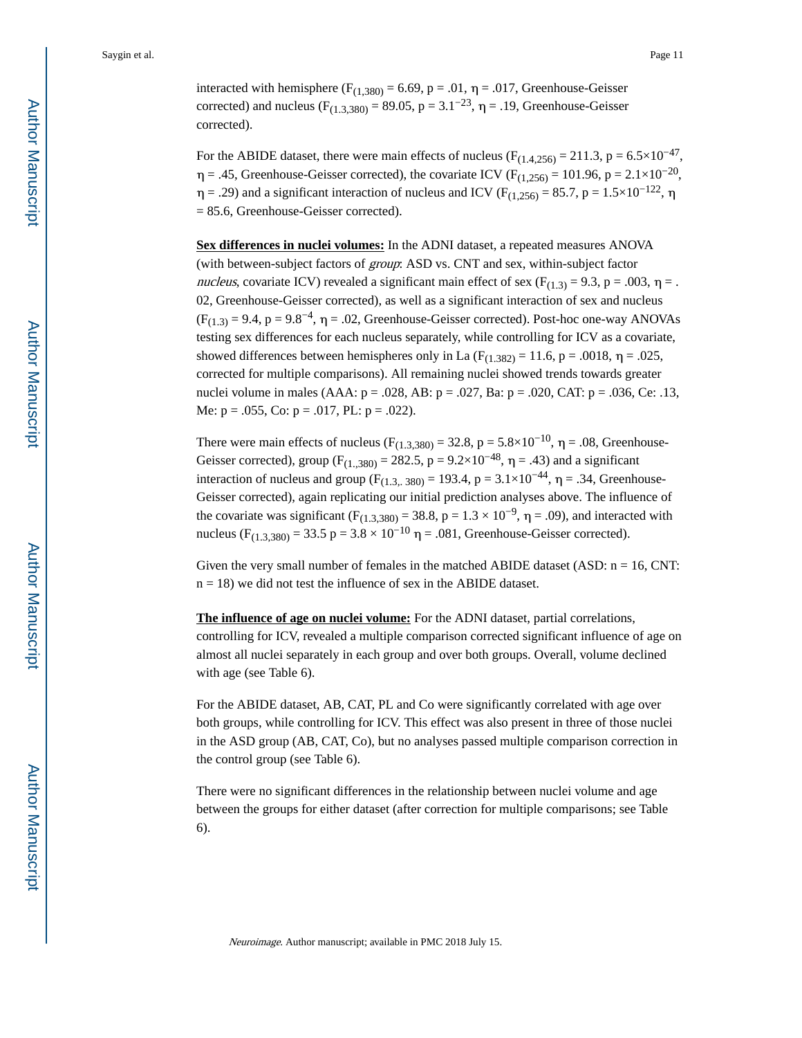interacted with hemisphere ($F_{(1,380)} = 6.69$, $p = .01$, $\eta = .017$, Greenhouse-Geisser corrected) and nucleus ($F_{(1.3,380)} = 89.05$, $p = 3.1^{-23}$, $\eta = .19$, Greenhouse-Geisser corrected).

For the ABIDE dataset, there were main effects of nucleus ($F_{(1.4,256)} = 211.3$, $p = 6.5\times10^{-47}$, $\eta = .45$, Greenhouse-Geisser corrected), the covariate ICV ($F_{(1,256)} = 101.96$, $p = 2.1\times10^{-20}$, $\eta = .29$) and a significant interaction of nucleus and ICV ($F_{(1,256)} = 85.7$, $p = 1.5\times10^{-122}$, $\eta = 85.6$, Greenhouse-Geisser corrected).

**Sex differences in nuclei volumes:** In the ADNI dataset, a repeated measures ANOVA (with between-subject factors of *group*: ASD vs. CNT and sex, within-subject factor *nucleus*, covariate ICV) revealed a significant main effect of sex ($F_{(1.3)} = 9.3$, $p = .003$, $\eta = .02$, Greenhouse-Geisser corrected), as well as a significant interaction of sex and nucleus ($F_{(1.3)} = 9.4$, $p = 9.8^{-4}$, $\eta = .02$, Greenhouse-Geisser corrected). Post-hoc one-way ANOVAs testing sex differences for each nucleus separately, while controlling for ICV as a covariate, showed differences between hemispheres only in La ($F_{(1.382)} = 11.6$, $p = .0018$, $\eta = .025$, corrected for multiple comparisons). All remaining nuclei showed trends towards greater nuclei volume in males (AAA: $p = .028$, AB: $p = .027$, Ba: $p = .020$, CAT: $p = .036$, Ce: .13, Me: $p = .055$, Co: $p = .017$, PL: $p = .022$).

There were main effects of nucleus ($F_{(1.3,380)} = 32.8$, $p = 5.8\times10^{-10}$, $\eta = .08$, Greenhouse-Geisser corrected), group ($F_{(1.,380)} = 282.5$, $p = 9.2\times10^{-48}$, $\eta = .43$) and a significant interaction of nucleus and group ($F_{(1.3,.\,380)} = 193.4$, $p = 3.1\times10^{-44}$, $\eta = .34$, Greenhouse-Geisser corrected), again replicating our initial prediction analyses above. The influence of the covariate was significant ($F_{(1.3,380)} = 38.8$, $p = 1.3 \times 10^{-9}$, $\eta = .09$), and interacted with nucleus ($F_{(1.3,380)} = 33.5$ $p = 3.8 \times 10^{-10}$ $\eta = .081$, Greenhouse-Geisser corrected).

Given the very small number of females in the matched ABIDE dataset (ASD: n = 16, CNT: n = 18) we did not test the influence of sex in the ABIDE dataset.

**The influence of age on nuclei volume:** For the ADNI dataset, partial correlations, controlling for ICV, revealed a multiple comparison corrected significant influence of age on almost all nuclei separately in each group and over both groups. Overall, volume declined with age (see Table 6).

For the ABIDE dataset, AB, CAT, PL and Co were significantly correlated with age over both groups, while controlling for ICV. This effect was also present in three of those nuclei in the ASD group (AB, CAT, Co), but no analyses passed multiple comparison correction in the control group (see Table 6).

There were no significant differences in the relationship between nuclei volume and age between the groups for either dataset (after correction for multiple comparisons; see Table 6).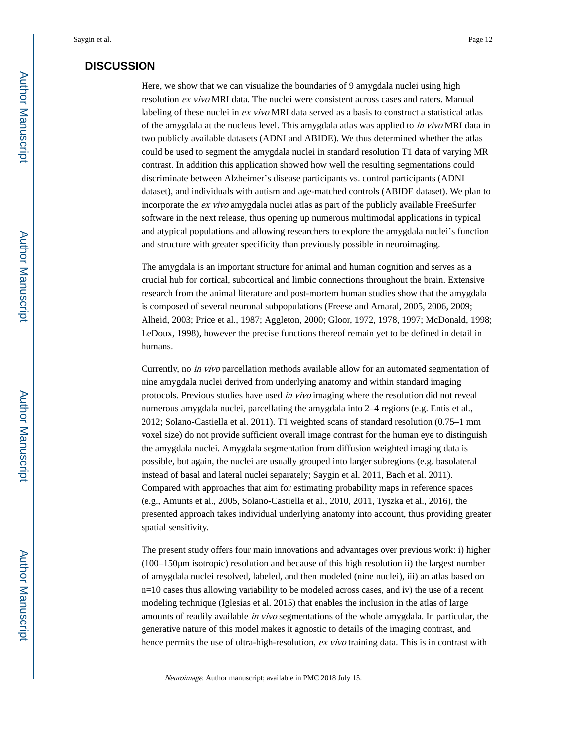## DISCUSSION

Here, we show that we can visualize the boundaries of 9 amygdala nuclei using high resolution *ex vivo* MRI data. The nuclei were consistent across cases and raters. Manual labeling of these nuclei in *ex vivo* MRI data served as a basis to construct a statistical atlas of the amygdala at the nucleus level. This amygdala atlas was applied to *in vivo* MRI data in two publicly available datasets (ADNI and ABIDE). We thus determined whether the atlas could be used to segment the amygdala nuclei in standard resolution T1 data of varying MR contrast. In addition this application showed how well the resulting segmentations could discriminate between Alzheimer's disease participants vs. control participants (ADNI dataset), and individuals with autism and age-matched controls (ABIDE dataset). We plan to incorporate the *ex vivo* amygdala nuclei atlas as part of the publicly available FreeSurfer software in the next release, thus opening up numerous multimodal applications in typical and atypical populations and allowing researchers to explore the amygdala nuclei's function and structure with greater specificity than previously possible in neuroimaging.

The amygdala is an important structure for animal and human cognition and serves as a crucial hub for cortical, subcortical and limbic connections throughout the brain. Extensive research from the animal literature and post-mortem human studies show that the amygdala is composed of several neuronal subpopulations (Freese and Amaral, 2005, 2006, 2009; Alheid, 2003; Price et al., 1987; Aggleton, 2000; Gloor, 1972, 1978, 1997; McDonald, 1998; LeDoux, 1998), however the precise functions thereof remain yet to be defined in detail in humans.

Currently, no *in vivo* parcellation methods available allow for an automated segmentation of nine amygdala nuclei derived from underlying anatomy and within standard imaging protocols. Previous studies have used *in vivo* imaging where the resolution did not reveal numerous amygdala nuclei, parcellating the amygdala into 2–4 regions (e.g. Entis et al., 2012; Solano-Castiella et al. 2011). T1 weighted scans of standard resolution (0.75–1 mm voxel size) do not provide sufficient overall image contrast for the human eye to distinguish the amygdala nuclei. Amygdala segmentation from diffusion weighted imaging data is possible, but again, the nuclei are usually grouped into larger subregions (e.g. basolateral instead of basal and lateral nuclei separately; Saygin et al. 2011, Bach et al. 2011). Compared with approaches that aim for estimating probability maps in reference spaces (e.g., Amunts et al., 2005, Solano-Castiella et al., 2010, 2011, Tyszka et al., 2016), the presented approach takes individual underlying anatomy into account, thus providing greater spatial sensitivity.

The present study offers four main innovations and advantages over previous work: i) higher (100–150μm isotropic) resolution and because of this high resolution ii) the largest number of amygdala nuclei resolved, labeled, and then modeled (nine nuclei), iii) an atlas based on n=10 cases thus allowing variability to be modeled across cases, and iv) the use of a recent modeling technique (Iglesias et al. 2015) that enables the inclusion in the atlas of large amounts of readily available *in vivo* segmentations of the whole amygdala. In particular, the generative nature of this model makes it agnostic to details of the imaging contrast, and hence permits the use of ultra-high-resolution, *ex vivo* training data. This is in contrast with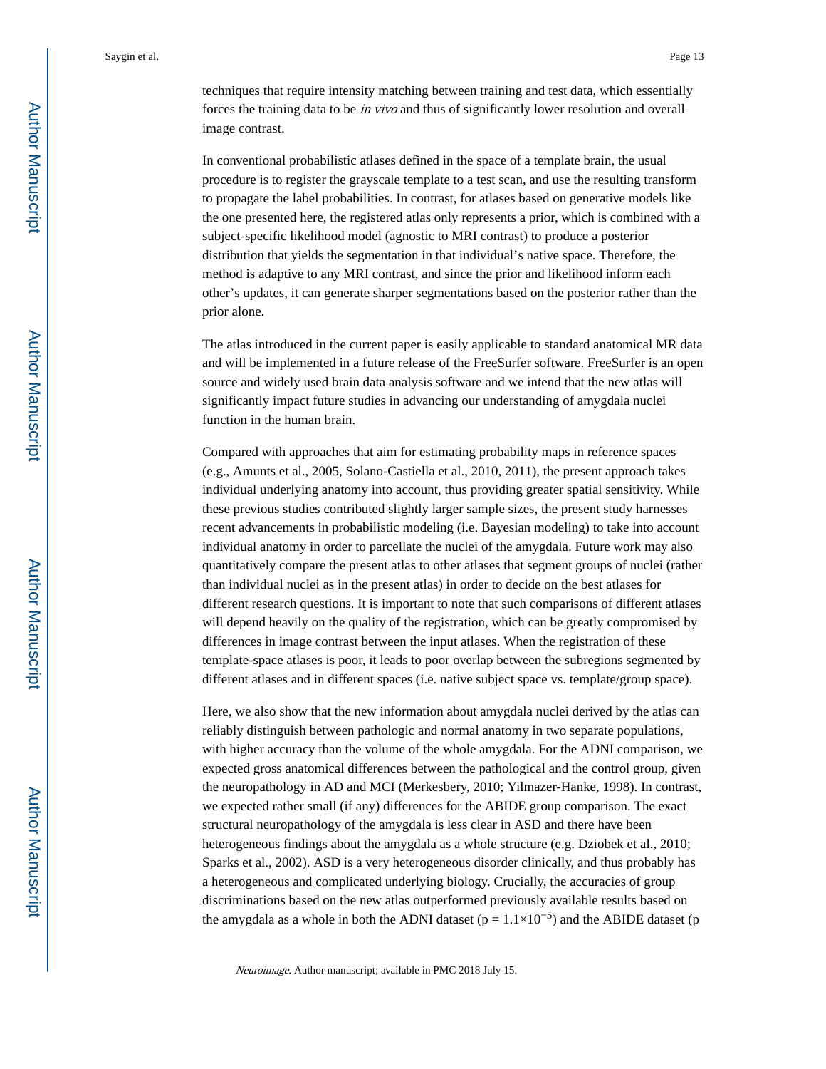techniques that require intensity matching between training and test data, which essentially forces the training data to be *in vivo* and thus of significantly lower resolution and overall image contrast.

In conventional probabilistic atlases defined in the space of a template brain, the usual procedure is to register the grayscale template to a test scan, and use the resulting transform to propagate the label probabilities. In contrast, for atlases based on generative models like the one presented here, the registered atlas only represents a prior, which is combined with a subject-specific likelihood model (agnostic to MRI contrast) to produce a posterior distribution that yields the segmentation in that individual's native space. Therefore, the method is adaptive to any MRI contrast, and since the prior and likelihood inform each other's updates, it can generate sharper segmentations based on the posterior rather than the prior alone.

The atlas introduced in the current paper is easily applicable to standard anatomical MR data and will be implemented in a future release of the FreeSurfer software. FreeSurfer is an open source and widely used brain data analysis software and we intend that the new atlas will significantly impact future studies in advancing our understanding of amygdala nuclei function in the human brain.

Compared with approaches that aim for estimating probability maps in reference spaces (e.g., Amunts et al., 2005, Solano-Castiella et al., 2010, 2011), the present approach takes individual underlying anatomy into account, thus providing greater spatial sensitivity. While these previous studies contributed slightly larger sample sizes, the present study harnesses recent advancements in probabilistic modeling (i.e. Bayesian modeling) to take into account individual anatomy in order to parcellate the nuclei of the amygdala. Future work may also quantitatively compare the present atlas to other atlases that segment groups of nuclei (rather than individual nuclei as in the present atlas) in order to decide on the best atlases for different research questions. It is important to note that such comparisons of different atlases will depend heavily on the quality of the registration, which can be greatly compromised by differences in image contrast between the input atlases. When the registration of these template-space atlases is poor, it leads to poor overlap between the subregions segmented by different atlases and in different spaces (i.e. native subject space vs. template/group space).

Here, we also show that the new information about amygdala nuclei derived by the atlas can reliably distinguish between pathologic and normal anatomy in two separate populations, with higher accuracy than the volume of the whole amygdala. For the ADNI comparison, we expected gross anatomical differences between the pathological and the control group, given the neuropathology in AD and MCI (Merkesbery, 2010; Yilmazer-Hanke, 1998). In contrast, we expected rather small (if any) differences for the ABIDE group comparison. The exact structural neuropathology of the amygdala is less clear in ASD and there have been heterogeneous findings about the amygdala as a whole structure (e.g. Dziobek et al., 2010; Sparks et al., 2002). ASD is a very heterogeneous disorder clinically, and thus probably has a heterogeneous and complicated underlying biology. Crucially, the accuracies of group discriminations based on the new atlas outperformed previously available results based on the amygdala as a whole in both the ADNI dataset ($p = 1.1\times10^{-5}$) and the ABIDE dataset (p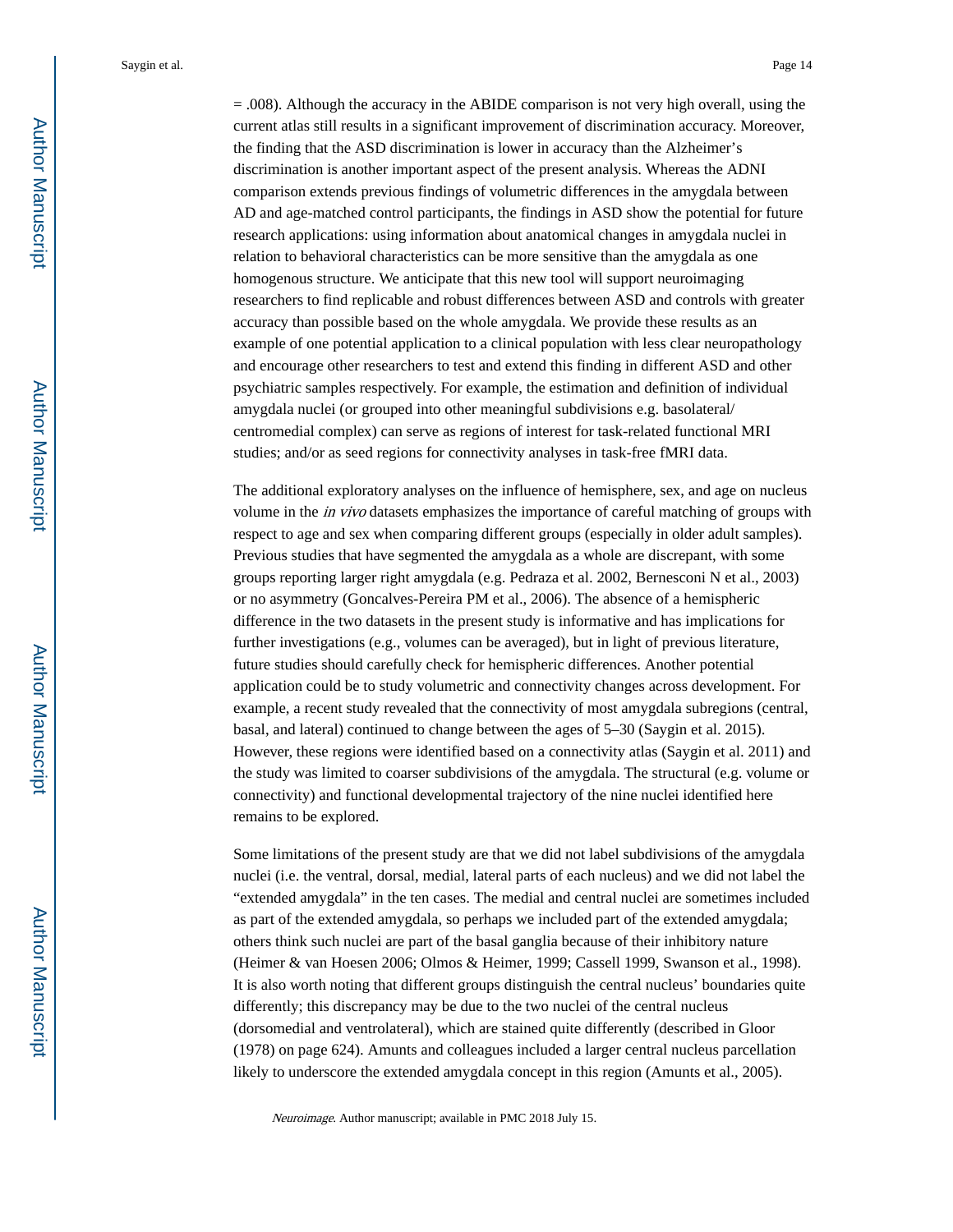= .008). Although the accuracy in the ABIDE comparison is not very high overall, using the current atlas still results in a significant improvement of discrimination accuracy. Moreover, the finding that the ASD discrimination is lower in accuracy than the Alzheimer's discrimination is another important aspect of the present analysis. Whereas the ADNI comparison extends previous findings of volumetric differences in the amygdala between AD and age-matched control participants, the findings in ASD show the potential for future research applications: using information about anatomical changes in amygdala nuclei in relation to behavioral characteristics can be more sensitive than the amygdala as one homogenous structure. We anticipate that this new tool will support neuroimaging researchers to find replicable and robust differences between ASD and controls with greater accuracy than possible based on the whole amygdala. We provide these results as an example of one potential application to a clinical population with less clear neuropathology and encourage other researchers to test and extend this finding in different ASD and other psychiatric samples respectively. For example, the estimation and definition of individual amygdala nuclei (or grouped into other meaningful subdivisions e.g. basolateral/centromedial complex) can serve as regions of interest for task-related functional MRI studies; and/or as seed regions for connectivity analyses in task-free fMRI data.

The additional exploratory analyses on the influence of hemisphere, sex, and age on nucleus volume in the *in vivo* datasets emphasizes the importance of careful matching of groups with respect to age and sex when comparing different groups (especially in older adult samples). Previous studies that have segmented the amygdala as a whole are discrepant, with some groups reporting larger right amygdala (e.g. Pedraza et al. 2002, Bernesconi N et al., 2003) or no asymmetry (Goncalves-Pereira PM et al., 2006). The absence of a hemispheric difference in the two datasets in the present study is informative and has implications for further investigations (e.g., volumes can be averaged), but in light of previous literature, future studies should carefully check for hemispheric differences. Another potential application could be to study volumetric and connectivity changes across development. For example, a recent study revealed that the connectivity of most amygdala subregions (central, basal, and lateral) continued to change between the ages of 5–30 (Saygin et al. 2015). However, these regions were identified based on a connectivity atlas (Saygin et al. 2011) and the study was limited to coarser subdivisions of the amygdala. The structural (e.g. volume or connectivity) and functional developmental trajectory of the nine nuclei identified here remains to be explored.

Some limitations of the present study are that we did not label subdivisions of the amygdala nuclei (i.e. the ventral, dorsal, medial, lateral parts of each nucleus) and we did not label the "extended amygdala" in the ten cases. The medial and central nuclei are sometimes included as part of the extended amygdala, so perhaps we included part of the extended amygdala; others think such nuclei are part of the basal ganglia because of their inhibitory nature (Heimer & van Hoesen 2006; Olmos & Heimer, 1999; Cassell 1999, Swanson et al., 1998). It is also worth noting that different groups distinguish the central nucleus' boundaries quite differently; this discrepancy may be due to the two nuclei of the central nucleus (dorsomedial and ventrolateral), which are stained quite differently (described in Gloor (1978) on page 624). Amunts and colleagues included a larger central nucleus parcellation likely to underscore the extended amygdala concept in this region (Amunts et al., 2005).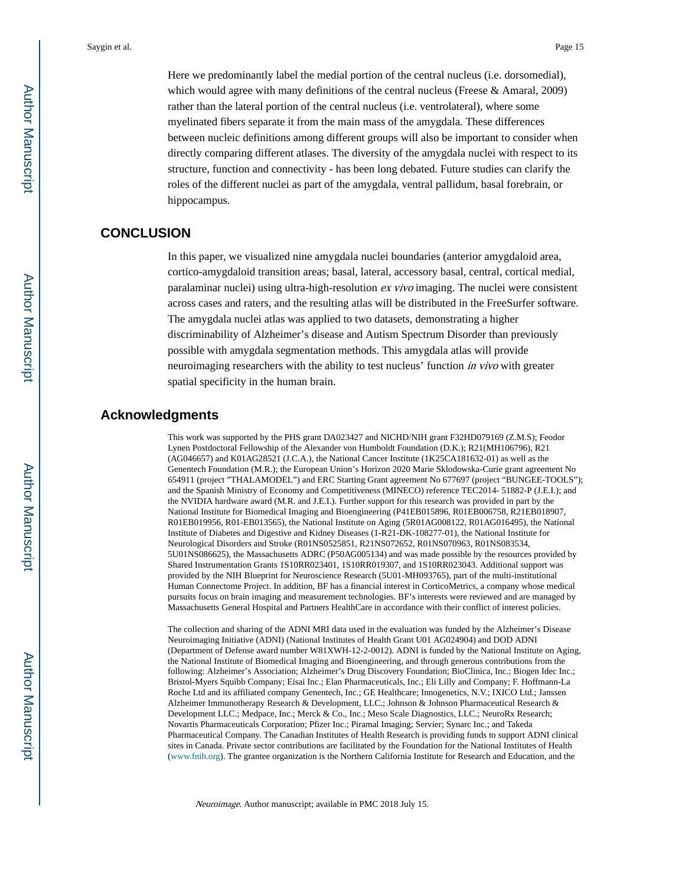Here we predominantly label the medial portion of the central nucleus (i.e. dorsomedial), which would agree with many definitions of the central nucleus (Freese & Amaral, 2009) rather than the lateral portion of the central nucleus (i.e. ventrolateral), where some myelinated fibers separate it from the main mass of the amygdala. These differences between nucleic definitions among different groups will also be important to consider when directly comparing different atlases. The diversity of the amygdala nuclei with respect to its structure, function and connectivity - has been long debated. Future studies can clarify the roles of the different nuclei as part of the amygdala, ventral pallidum, basal forebrain, or hippocampus.

## CONCLUSION

In this paper, we visualized nine amygdala nuclei boundaries (anterior amygdaloid area, cortico-amygdaloid transition areas; basal, lateral, accessory basal, central, cortical medial, paralaminar nuclei) using ultra-high-resolution *ex vivo* imaging. The nuclei were consistent across cases and raters, and the resulting atlas will be distributed in the FreeSurfer software. The amygdala nuclei atlas was applied to two datasets, demonstrating a higher discriminability of Alzheimer's disease and Autism Spectrum Disorder than previously possible with amygdala segmentation methods. This amygdala atlas will provide neuroimaging researchers with the ability to test nucleus' function *in vivo* with greater spatial specificity in the human brain.

## Acknowledgments

This work was supported by the PHS grant DA023427 and NICHD/NIH grant F32HD079169 (Z.M.S); Feodor Lynen Postdoctoral Fellowship of the Alexander von Humboldt Foundation (D.K.); R21(MH106796), R21 (AG046657) and K01AG28521 (J.C.A.), the National Cancer Institute (1K25CA181632-01) as well as the Genentech Foundation (M.R.); the European Union's Horizon 2020 Marie Sklodowska-Curie grant agreement No 654911 (project "THALAMODEL") and ERC Starting Grant agreement No 677697 (project "BUNGEE-TOOLS"); and the Spanish Ministry of Economy and Competitiveness (MINECO) reference TEC2014- 51882-P (J.E.I.); and the NVIDIA hardware award (M.R. and J.E.I.). Further support for this research was provided in part by the National Institute for Biomedical Imaging and Bioengineering (P41EB015896, R01EB006758, R21EB018907, R01EB019956, R01-EB013565), the National Institute on Aging (5R01AG008122, R01AG016495), the National Institute of Diabetes and Digestive and Kidney Diseases (1-R21-DK-108277-01), the National Institute for Neurological Disorders and Stroke (R01NS0525851, R21NS072652, R01NS070963, R01NS083534, 5U01NS086625), the Massachusetts ADRC (P50AG005134) and was made possible by the resources provided by Shared Instrumentation Grants 1S10RR023401, 1S10RR019307, and 1S10RR023043. Additional support was provided by the NIH Blueprint for Neuroscience Research (5U01-MH093765), part of the multi-institutional Human Connectome Project. In addition, BF has a financial interest in CorticoMetrics, a company whose medical pursuits focus on brain imaging and measurement technologies. BF's interests were reviewed and are managed by Massachusetts General Hospital and Partners HealthCare in accordance with their conflict of interest policies.

The collection and sharing of the ADNI MRI data used in the evaluation was funded by the Alzheimer's Disease Neuroimaging Initiative (ADNI) (National Institutes of Health Grant U01 AG024904) and DOD ADNI (Department of Defense award number W81XWH-12-2-0012). ADNI is funded by the National Institute on Aging, the National Institute of Biomedical Imaging and Bioengineering, and through generous contributions from the following: Alzheimer's Association; Alzheimer's Drug Discovery Foundation; BioClinica, Inc.; Biogen Idec Inc.; Bristol-Myers Squibb Company; Eisai Inc.; Elan Pharmaceuticals, Inc.; Eli Lilly and Company; F. Hoffmann-La Roche Ltd and its affiliated company Genentech, Inc.; GE Healthcare; Innogenetics, N.V.; IXICO Ltd.; Janssen Alzheimer Immunotherapy Research & Development, LLC.; Johnson & Johnson Pharmaceutical Research & Development LLC.; Medpace, Inc.; Merck & Co., Inc.; Meso Scale Diagnostics, LLC.; NeuroRx Research; Novartis Pharmaceuticals Corporation; Pfizer Inc.; Piramal Imaging; Servier; Synarc Inc.; and Takeda Pharmaceutical Company. The Canadian Institutes of Health Research is providing funds to support ADNI clinical sites in Canada. Private sector contributions are facilitated by the Foundation for the National Institutes of Health (www.fnih.org). The grantee organization is the Northern California Institute for Research and Education, and the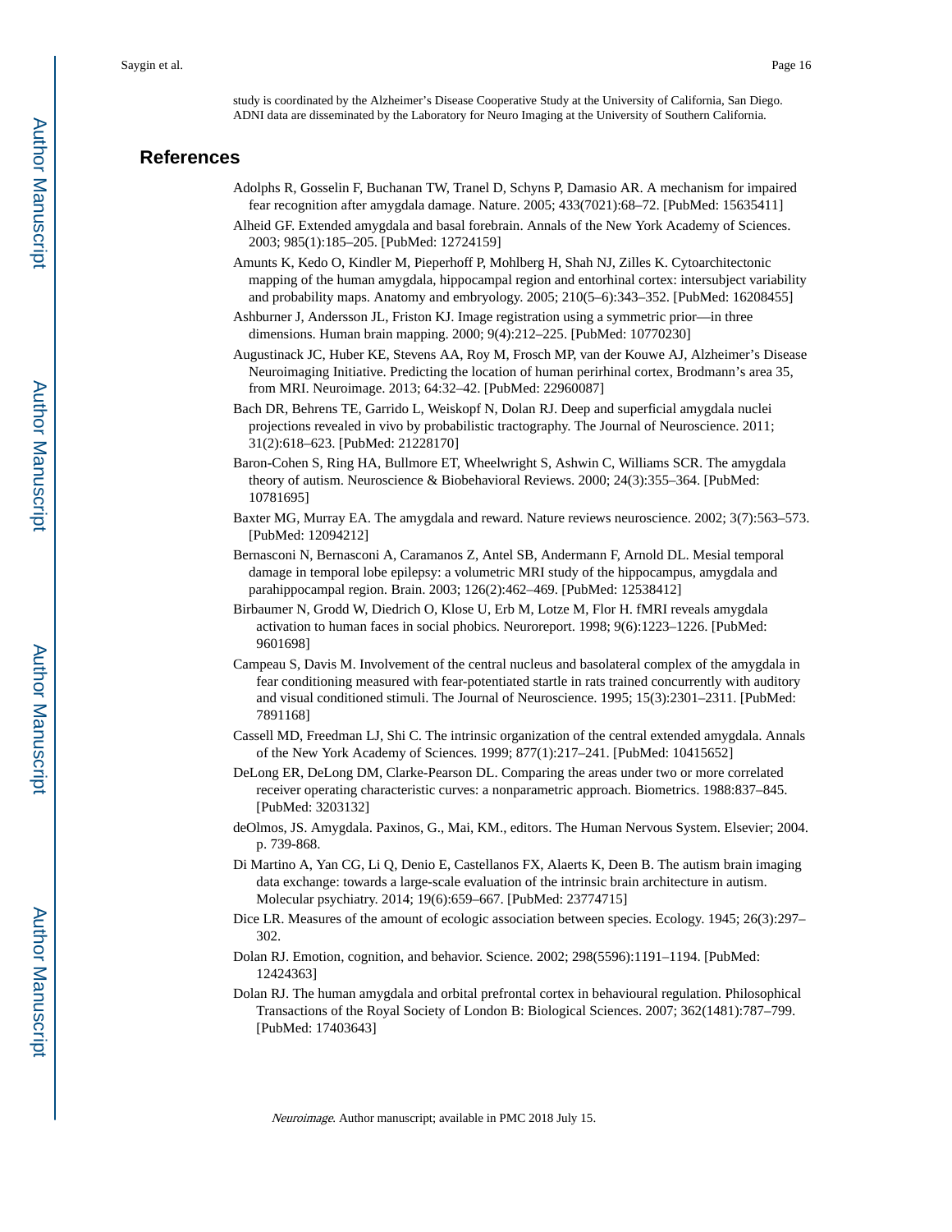study is coordinated by the Alzheimer's Disease Cooperative Study at the University of California, San Diego. ADNI data are disseminated by the Laboratory for Neuro Imaging at the University of Southern California.

## References

Adolphs R, Gosselin F, Buchanan TW, Tranel D, Schyns P, Damasio AR. A mechanism for impaired fear recognition after amygdala damage. Nature. 2005; 433(7021):68–72. [PubMed: 15635411]

Alheid GF. Extended amygdala and basal forebrain. Annals of the New York Academy of Sciences. 2003; 985(1):185–205. [PubMed: 12724159]

Amunts K, Kedo O, Kindler M, Pieperhoff P, Mohlberg H, Shah NJ, Zilles K. Cytoarchitectonic mapping of the human amygdala, hippocampal region and entorhinal cortex: intersubject variability and probability maps. Anatomy and embryology. 2005; 210(5–6):343–352. [PubMed: 16208455]

Ashburner J, Andersson JL, Friston KJ. Image registration using a symmetric prior—in three dimensions. Human brain mapping. 2000; 9(4):212–225. [PubMed: 10770230]

Augustinack JC, Huber KE, Stevens AA, Roy M, Frosch MP, van der Kouwe AJ, Alzheimer's Disease Neuroimaging Initiative. Predicting the location of human perirhinal cortex, Brodmann's area 35, from MRI. Neuroimage. 2013; 64:32–42. [PubMed: 22960087]

Bach DR, Behrens TE, Garrido L, Weiskopf N, Dolan RJ. Deep and superficial amygdala nuclei projections revealed in vivo by probabilistic tractography. The Journal of Neuroscience. 2011; 31(2):618–623. [PubMed: 21228170]

Baron-Cohen S, Ring HA, Bullmore ET, Wheelwright S, Ashwin C, Williams SCR. The amygdala theory of autism. Neuroscience & Biobehavioral Reviews. 2000; 24(3):355–364. [PubMed: 10781695]

Baxter MG, Murray EA. The amygdala and reward. Nature reviews neuroscience. 2002; 3(7):563–573. [PubMed: 12094212]

Bernasconi N, Bernasconi A, Caramanos Z, Antel SB, Andermann F, Arnold DL. Mesial temporal damage in temporal lobe epilepsy: a volumetric MRI study of the hippocampus, amygdala and parahippocampal region. Brain. 2003; 126(2):462–469. [PubMed: 12538412]

Birbaumer N, Grodd W, Diedrich O, Klose U, Erb M, Lotze M, Flor H. fMRI reveals amygdala activation to human faces in social phobics. Neuroreport. 1998; 9(6):1223–1226. [PubMed: 9601698]

Campeau S, Davis M. Involvement of the central nucleus and basolateral complex of the amygdala in fear conditioning measured with fear-potentiated startle in rats trained concurrently with auditory and visual conditioned stimuli. The Journal of Neuroscience. 1995; 15(3):2301–2311. [PubMed: 7891168]

Cassell MD, Freedman LJ, Shi C. The intrinsic organization of the central extended amygdala. Annals of the New York Academy of Sciences. 1999; 877(1):217–241. [PubMed: 10415652]

DeLong ER, DeLong DM, Clarke-Pearson DL. Comparing the areas under two or more correlated receiver operating characteristic curves: a nonparametric approach. Biometrics. 1988:837–845. [PubMed: 3203132]

deOlmos, JS. Amygdala. Paxinos, G., Mai, KM., editors. The Human Nervous System. Elsevier; 2004. p. 739-868.

Di Martino A, Yan CG, Li Q, Denio E, Castellanos FX, Alaerts K, Deen B. The autism brain imaging data exchange: towards a large-scale evaluation of the intrinsic brain architecture in autism. Molecular psychiatry. 2014; 19(6):659–667. [PubMed: 23774715]

Dice LR. Measures of the amount of ecologic association between species. Ecology. 1945; 26(3):297–302.

Dolan RJ. Emotion, cognition, and behavior. Science. 2002; 298(5596):1191–1194. [PubMed: 12424363]

Dolan RJ. The human amygdala and orbital prefrontal cortex in behavioural regulation. Philosophical Transactions of the Royal Society of London B: Biological Sciences. 2007; 362(1481):787–799. [PubMed: 17403643]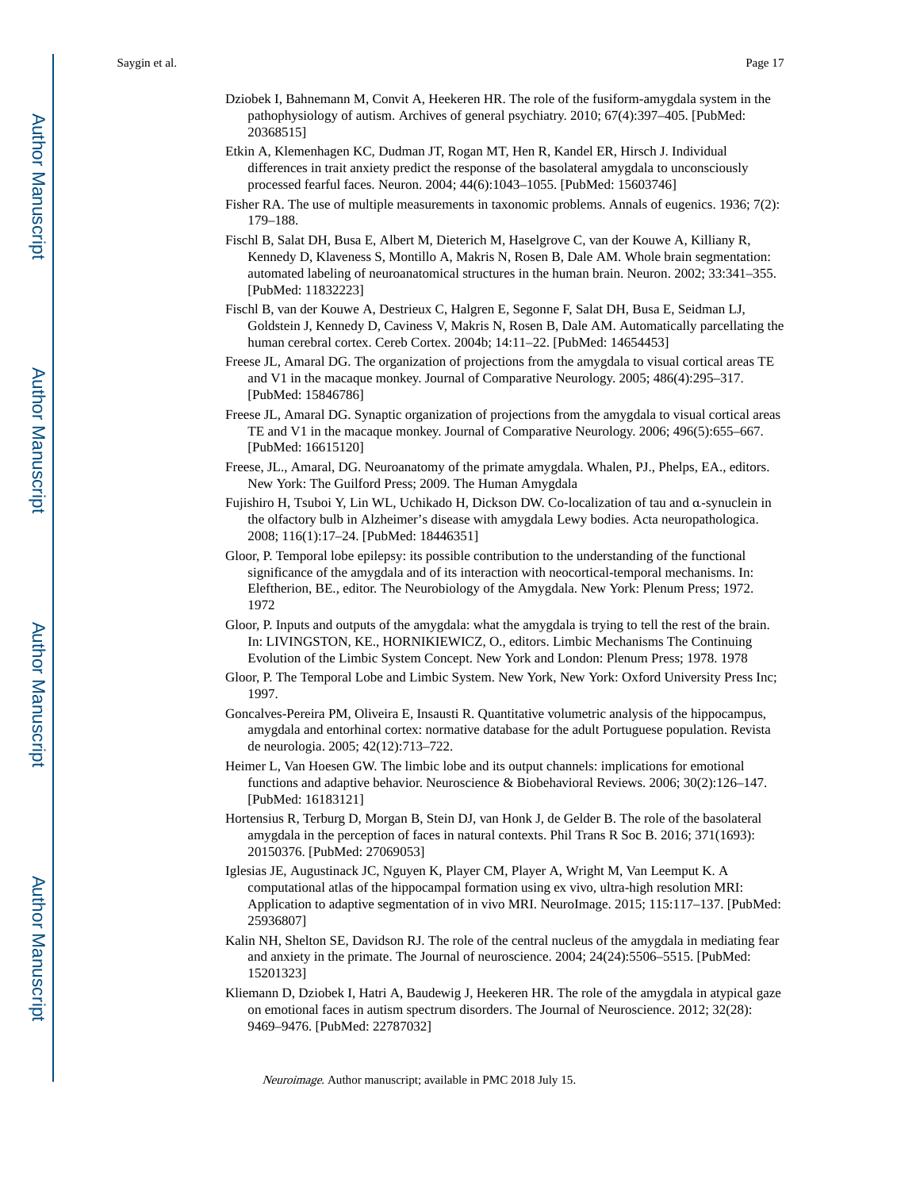Dziobek I, Bahnemann M, Convit A, Heekeren HR. The role of the fusiform-amygdala system in the pathophysiology of autism. Archives of general psychiatry. 2010; 67(4):397–405. [PubMed: 20368515]

Etkin A, Klemenhagen KC, Dudman JT, Rogan MT, Hen R, Kandel ER, Hirsch J. Individual differences in trait anxiety predict the response of the basolateral amygdala to unconsciously processed fearful faces. Neuron. 2004; 44(6):1043–1055. [PubMed: 15603746]

Fisher RA. The use of multiple measurements in taxonomic problems. Annals of eugenics. 1936; 7(2): 179–188.

Fischl B, Salat DH, Busa E, Albert M, Dieterich M, Haselgrove C, van der Kouwe A, Killiany R, Kennedy D, Klaveness S, Montillo A, Makris N, Rosen B, Dale AM. Whole brain segmentation: automated labeling of neuroanatomical structures in the human brain. Neuron. 2002; 33:341–355. [PubMed: 11832223]

Fischl B, van der Kouwe A, Destrieux C, Halgren E, Segonne F, Salat DH, Busa E, Seidman LJ, Goldstein J, Kennedy D, Caviness V, Makris N, Rosen B, Dale AM. Automatically parcellating the human cerebral cortex. Cereb Cortex. 2004b; 14:11–22. [PubMed: 14654453]

Freese JL, Amaral DG. The organization of projections from the amygdala to visual cortical areas TE and V1 in the macaque monkey. Journal of Comparative Neurology. 2005; 486(4):295–317. [PubMed: 15846786]

Freese JL, Amaral DG. Synaptic organization of projections from the amygdala to visual cortical areas TE and V1 in the macaque monkey. Journal of Comparative Neurology. 2006; 496(5):655–667. [PubMed: 16615120]

Freese, JL., Amaral, DG. Neuroanatomy of the primate amygdala. Whalen, PJ., Phelps, EA., editors. New York: The Guilford Press; 2009. The Human Amygdala

Fujishiro H, Tsuboi Y, Lin WL, Uchikado H, Dickson DW. Co-localization of tau and α-synuclein in the olfactory bulb in Alzheimer's disease with amygdala Lewy bodies. Acta neuropathologica. 2008; 116(1):17–24. [PubMed: 18446351]

Gloor, P. Temporal lobe epilepsy: its possible contribution to the understanding of the functional significance of the amygdala and of its interaction with neocortical-temporal mechanisms. In: Eleftherion, BE., editor. The Neurobiology of the Amygdala. New York: Plenum Press; 1972. 1972

Gloor, P. Inputs and outputs of the amygdala: what the amygdala is trying to tell the rest of the brain. In: LIVINGSTON, KE., HORNIKIEWICZ, O., editors. Limbic Mechanisms The Continuing Evolution of the Limbic System Concept. New York and London: Plenum Press; 1978. 1978

Gloor, P. The Temporal Lobe and Limbic System. New York, New York: Oxford University Press Inc; 1997.

Goncalves-Pereira PM, Oliveira E, Insausti R. Quantitative volumetric analysis of the hippocampus, amygdala and entorhinal cortex: normative database for the adult Portuguese population. Revista de neurologia. 2005; 42(12):713–722.

Heimer L, Van Hoesen GW. The limbic lobe and its output channels: implications for emotional functions and adaptive behavior. Neuroscience & Biobehavioral Reviews. 2006; 30(2):126–147. [PubMed: 16183121]

Hortensius R, Terburg D, Morgan B, Stein DJ, van Honk J, de Gelder B. The role of the basolateral amygdala in the perception of faces in natural contexts. Phil Trans R Soc B. 2016; 371(1693): 20150376. [PubMed: 27069053]

Iglesias JE, Augustinack JC, Nguyen K, Player CM, Player A, Wright M, Van Leemput K. A computational atlas of the hippocampal formation using ex vivo, ultra-high resolution MRI: Application to adaptive segmentation of in vivo MRI. NeuroImage. 2015; 115:117–137. [PubMed: 25936807]

Kalin NH, Shelton SE, Davidson RJ. The role of the central nucleus of the amygdala in mediating fear and anxiety in the primate. The Journal of neuroscience. 2004; 24(24):5506–5515. [PubMed: 15201323]

Kliemann D, Dziobek I, Hatri A, Baudewig J, Heekeren HR. The role of the amygdala in atypical gaze on emotional faces in autism spectrum disorders. The Journal of Neuroscience. 2012; 32(28): 9469–9476. [PubMed: 22787032]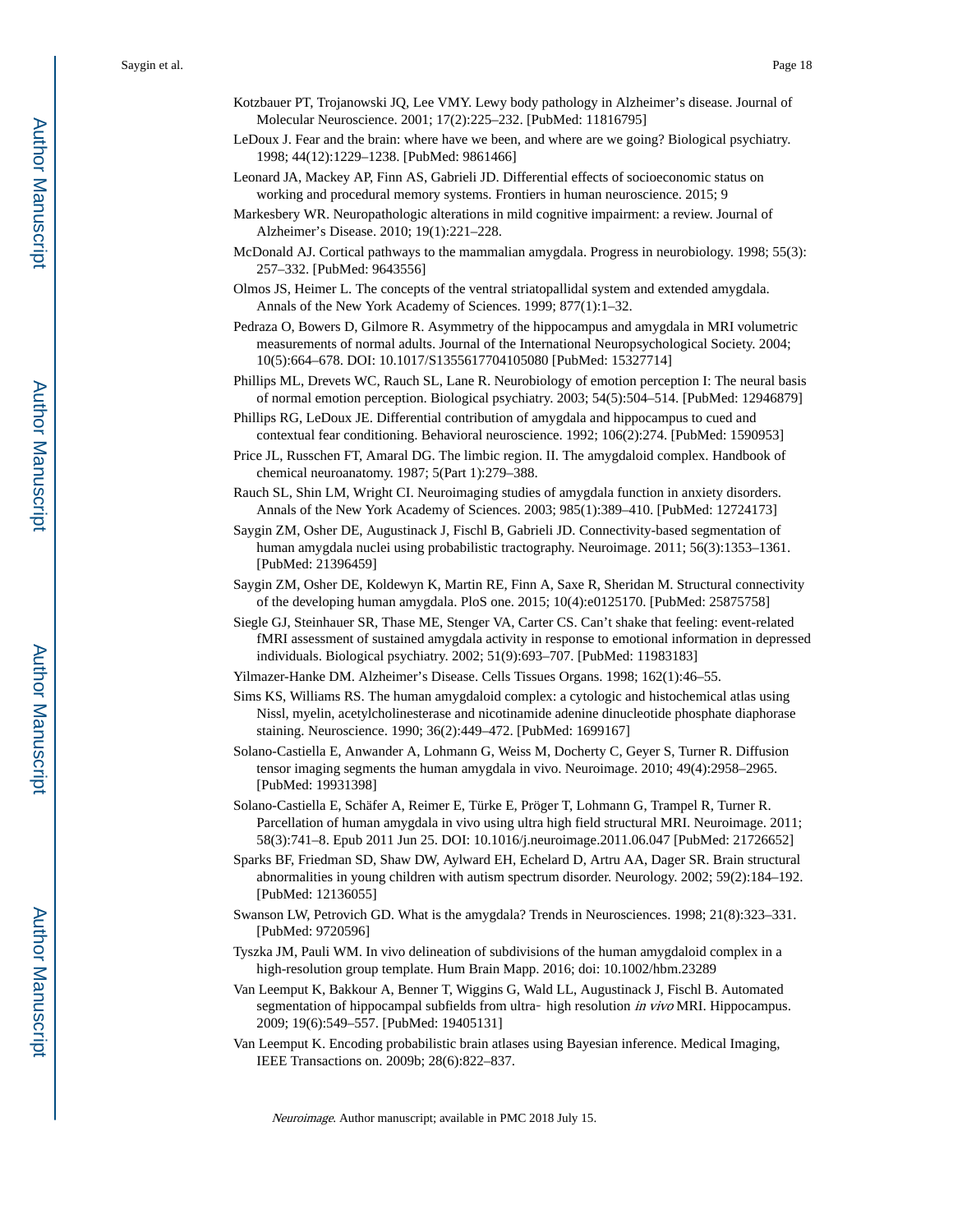Kotzbauer PT, Trojanowski JQ, Lee VMY. Lewy body pathology in Alzheimer's disease. Journal of Molecular Neuroscience. 2001; 17(2):225–232. [PubMed: 11816795]

LeDoux J. Fear and the brain: where have we been, and where are we going? Biological psychiatry. 1998; 44(12):1229–1238. [PubMed: 9861466]

Leonard JA, Mackey AP, Finn AS, Gabrieli JD. Differential effects of socioeconomic status on working and procedural memory systems. Frontiers in human neuroscience. 2015; 9

Markesbery WR. Neuropathologic alterations in mild cognitive impairment: a review. Journal of Alzheimer's Disease. 2010; 19(1):221–228.

McDonald AJ. Cortical pathways to the mammalian amygdala. Progress in neurobiology. 1998; 55(3): 257–332. [PubMed: 9643556]

Olmos JS, Heimer L. The concepts of the ventral striatopallidal system and extended amygdala. Annals of the New York Academy of Sciences. 1999; 877(1):1–32.

Pedraza O, Bowers D, Gilmore R. Asymmetry of the hippocampus and amygdala in MRI volumetric measurements of normal adults. Journal of the International Neuropsychological Society. 2004; 10(5):664–678. DOI: 10.1017/S1355617704105080 [PubMed: 15327714]

Phillips ML, Drevets WC, Rauch SL, Lane R. Neurobiology of emotion perception I: The neural basis of normal emotion perception. Biological psychiatry. 2003; 54(5):504–514. [PubMed: 12946879]

Phillips RG, LeDoux JE. Differential contribution of amygdala and hippocampus to cued and contextual fear conditioning. Behavioral neuroscience. 1992; 106(2):274. [PubMed: 1590953]

Price JL, Russchen FT, Amaral DG. The limbic region. II. The amygdaloid complex. Handbook of chemical neuroanatomy. 1987; 5(Part 1):279–388.

Rauch SL, Shin LM, Wright CI. Neuroimaging studies of amygdala function in anxiety disorders. Annals of the New York Academy of Sciences. 2003; 985(1):389–410. [PubMed: 12724173]

Saygin ZM, Osher DE, Augustinack J, Fischl B, Gabrieli JD. Connectivity-based segmentation of human amygdala nuclei using probabilistic tractography. Neuroimage. 2011; 56(3):1353–1361. [PubMed: 21396459]

Saygin ZM, Osher DE, Koldewyn K, Martin RE, Finn A, Saxe R, Sheridan M. Structural connectivity of the developing human amygdala. PloS one. 2015; 10(4):e0125170. [PubMed: 25875758]

Siegle GJ, Steinhauer SR, Thase ME, Stenger VA, Carter CS. Can't shake that feeling: event-related fMRI assessment of sustained amygdala activity in response to emotional information in depressed individuals. Biological psychiatry. 2002; 51(9):693–707. [PubMed: 11983183]

Yilmazer-Hanke DM. Alzheimer's Disease. Cells Tissues Organs. 1998; 162(1):46–55.

Sims KS, Williams RS. The human amygdaloid complex: a cytologic and histochemical atlas using Nissl, myelin, acetylcholinesterase and nicotinamide adenine dinucleotide phosphate diaphorase staining. Neuroscience. 1990; 36(2):449–472. [PubMed: 1699167]

Solano-Castiella E, Anwander A, Lohmann G, Weiss M, Docherty C, Geyer S, Turner R. Diffusion tensor imaging segments the human amygdala in vivo. Neuroimage. 2010; 49(4):2958–2965. [PubMed: 19931398]

Solano-Castiella E, Schäfer A, Reimer E, Türke E, Pröger T, Lohmann G, Trampel R, Turner R. Parcellation of human amygdala in vivo using ultra high field structural MRI. Neuroimage. 2011; 58(3):741–8. Epub 2011 Jun 25. DOI: 10.1016/j.neuroimage.2011.06.047 [PubMed: 21726652]

Sparks BF, Friedman SD, Shaw DW, Aylward EH, Echelard D, Artru AA, Dager SR. Brain structural abnormalities in young children with autism spectrum disorder. Neurology. 2002; 59(2):184–192. [PubMed: 12136055]

Swanson LW, Petrovich GD. What is the amygdala? Trends in Neurosciences. 1998; 21(8):323–331. [PubMed: 9720596]

Tyszka JM, Pauli WM. In vivo delineation of subdivisions of the human amygdaloid complex in a high-resolution group template. Hum Brain Mapp. 2016; doi: 10.1002/hbm.23289

Van Leemput K, Bakkour A, Benner T, Wiggins G, Wald LL, Augustinack J, Fischl B. Automated segmentation of hippocampal subfields from ultra‐ high resolution *in vivo* MRI. Hippocampus. 2009; 19(6):549–557. [PubMed: 19405131]

Van Leemput K. Encoding probabilistic brain atlases using Bayesian inference. Medical Imaging, IEEE Transactions on. 2009b; 28(6):822–837.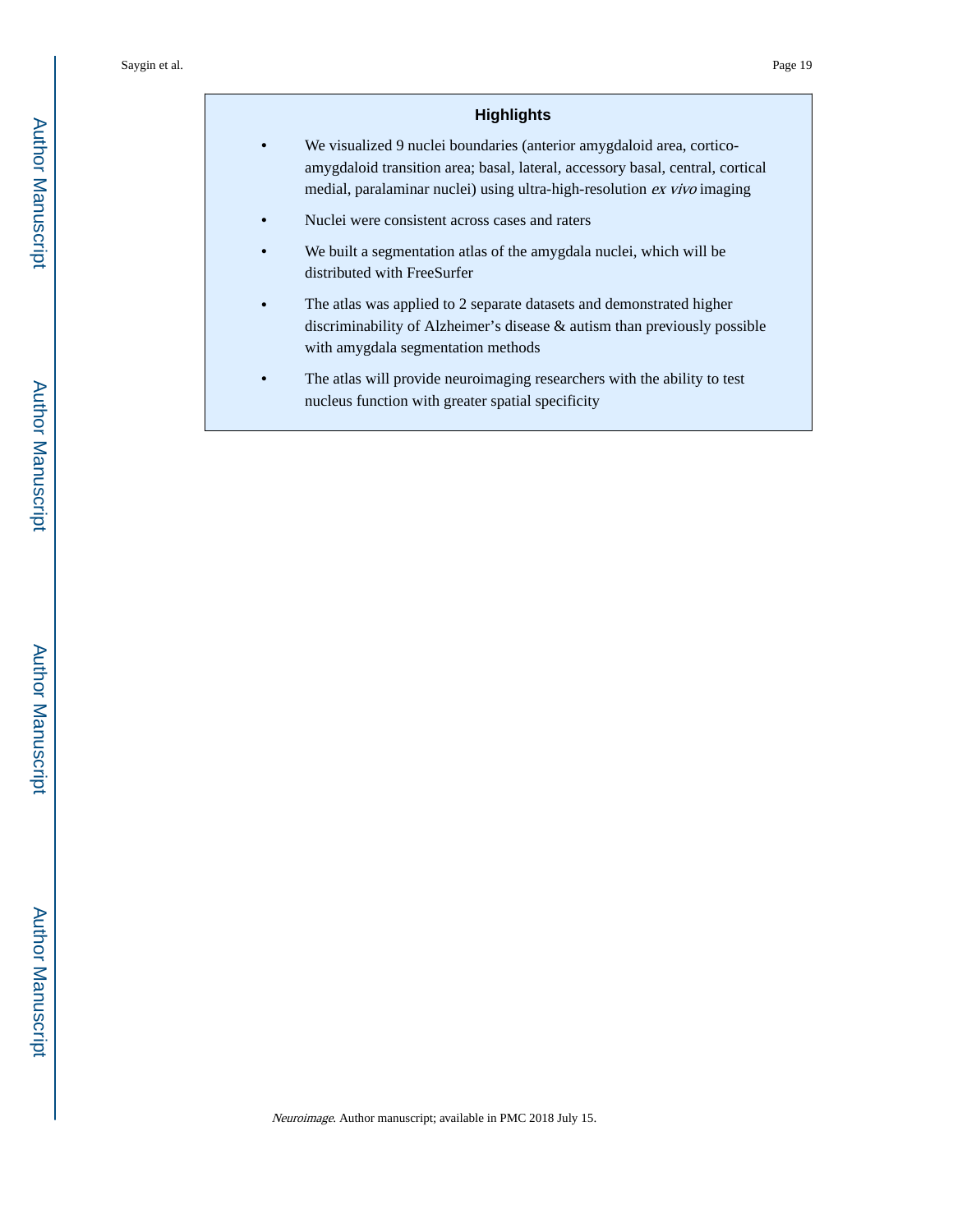## Highlights

- We visualized 9 nuclei boundaries (anterior amygdaloid area, cortico-amygdaloid transition area; basal, lateral, accessory basal, central, cortical medial, paralaminar nuclei) using ultra-high-resolution *ex vivo* imaging
- Nuclei were consistent across cases and raters
- We built a segmentation atlas of the amygdala nuclei, which will be distributed with FreeSurfer
- The atlas was applied to 2 separate datasets and demonstrated higher discriminability of Alzheimer's disease & autism than previously possible with amygdala segmentation methods
- The atlas will provide neuroimaging researchers with the ability to test nucleus function with greater spatial specificity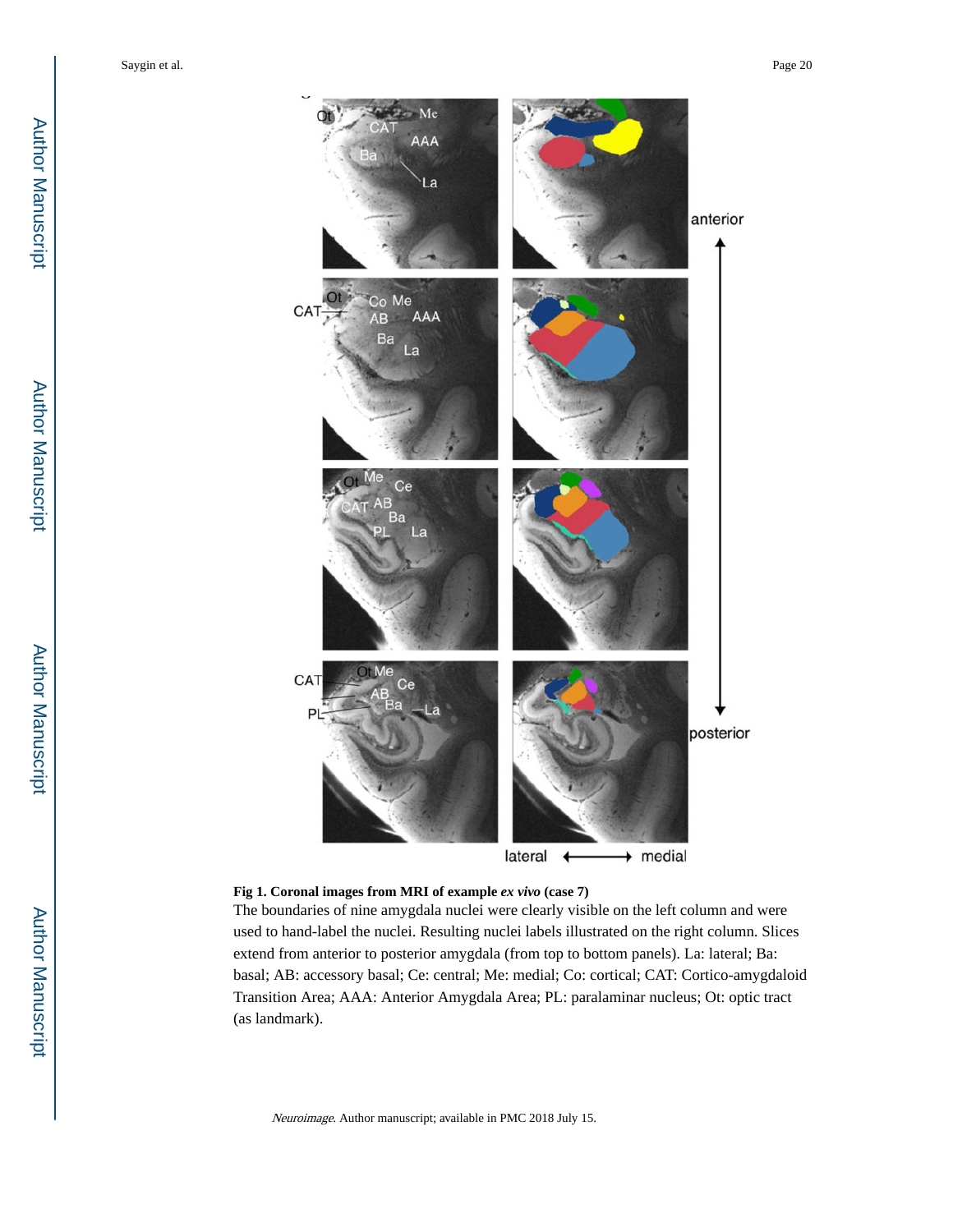**Fig 1. Coronal images from MRI of example *ex vivo* (case 7)**

The boundaries of nine amygdala nuclei were clearly visible on the left column and were used to hand-label the nuclei. Resulting nuclei labels illustrated on the right column. Slices extend from anterior to posterior amygdala (from top to bottom panels). La: lateral; Ba: basal; AB: accessory basal; Ce: central; Me: medial; Co: cortical; CAT: Cortico-amygdaloid Transition Area; AAA: Anterior Amygdala Area; PL: paralaminar nucleus; Ot: optic tract (as landmark).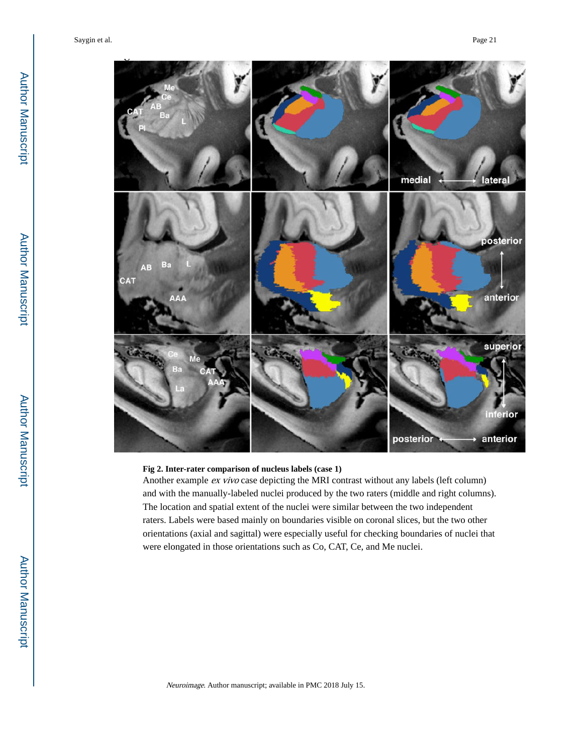**Fig 2. Inter-rater comparison of nucleus labels (case 1)**

Another example *ex vivo* case depicting the MRI contrast without any labels (left column) and with the manually-labeled nuclei produced by the two raters (middle and right columns). The location and spatial extent of the nuclei were similar between the two independent raters. Labels were based mainly on boundaries visible on coronal slices, but the two other orientations (axial and sagittal) were especially useful for checking boundaries of nuclei that were elongated in those orientations such as Co, CAT, Ce, and Me nuclei.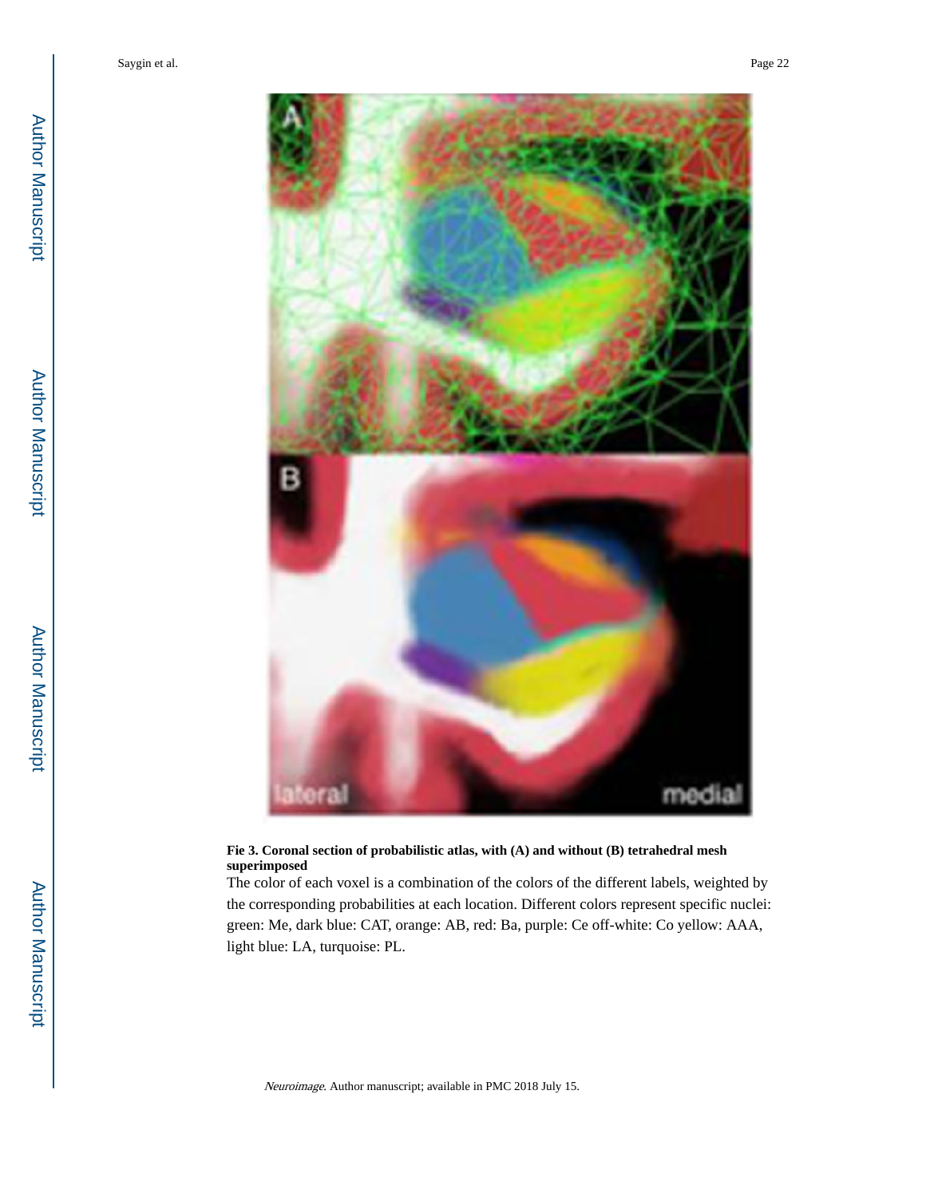**Fie 3. Coronal section of probabilistic atlas, with (A) and without (B) tetrahedral mesh superimposed**

The color of each voxel is a combination of the colors of the different labels, weighted by the corresponding probabilities at each location. Different colors represent specific nuclei: green: Me, dark blue: CAT, orange: AB, red: Ba, purple: Ce off-white: Co yellow: AAA, light blue: LA, turquoise: PL.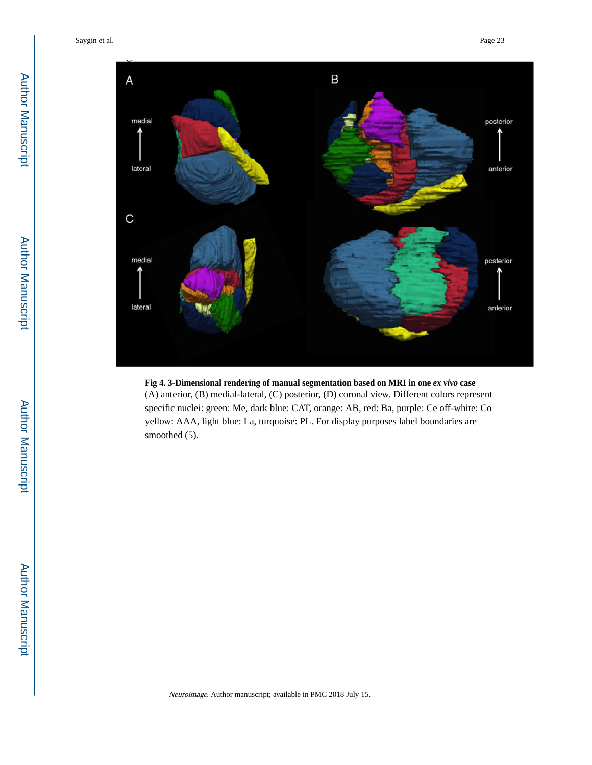**Fig 4. 3-Dimensional rendering of manual segmentation based on MRI in one *ex vivo* case**

(A) anterior, (B) medial-lateral, (C) posterior, (D) coronal view. Different colors represent specific nuclei: green: Me, dark blue: CAT, orange: AB, red: Ba, purple: Ce off-white: Co yellow: AAA, light blue: La, turquoise: PL. For display purposes label boundaries are smoothed (5).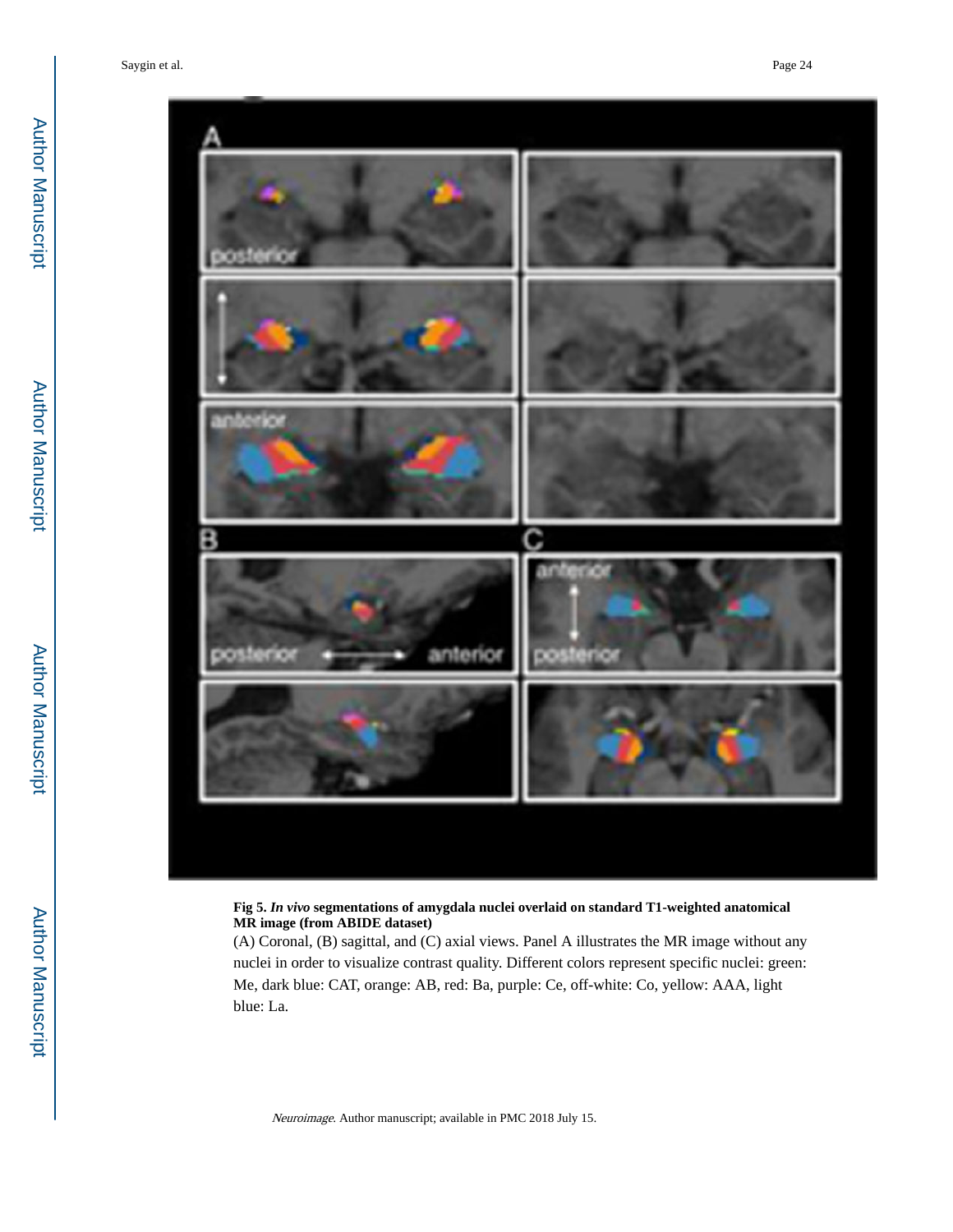**Fig 5. *In vivo* segmentations of amygdala nuclei overlaid on standard T1-weighted anatomical MR image (from ABIDE dataset)**

(A) Coronal, (B) sagittal, and (C) axial views. Panel A illustrates the MR image without any nuclei in order to visualize contrast quality. Different colors represent specific nuclei: green: Me, dark blue: CAT, orange: AB, red: Ba, purple: Ce, off-white: Co, yellow: AAA, light blue: La.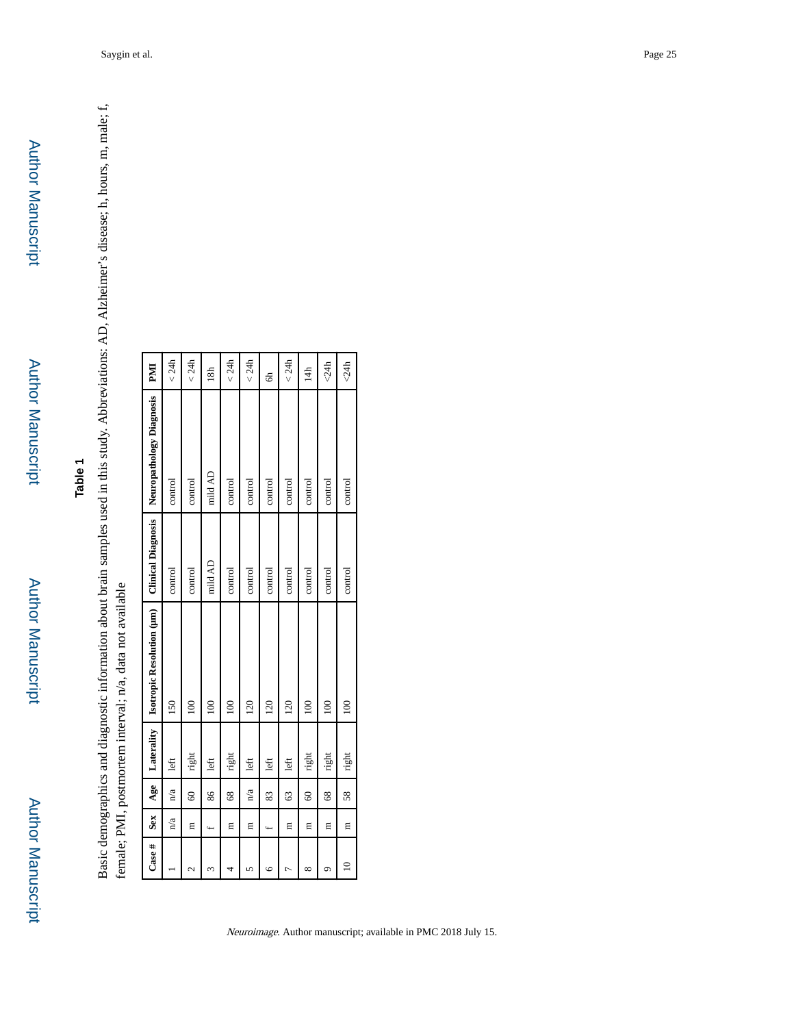## Table 1

Basic demographics and diagnostic information about brain samples used in this study. Abbreviations: AD, Alzheimer's disease; h, hours, m, male; f, female; PMI, postmortem interval; n/a, data not available

| Case # | Sex | Age | Laterality | Isotropic Resolution (μm) | Clinical Diagnosis | Neuropathology Diagnosis | PMI |
|---|---|---|---|---|---|---|---|
| 1 | n/a | n/a | left | 150 | control | control | < 24h |
| 2 | m | 60 | right | 100 | control | control | < 24h |
| 3 | f | 86 | left | 100 | mild AD | mild AD | 18h |
| 4 | m | 68 | right | 100 | control | control | < 24h |
| 5 | m | n/a | left | 120 | control | control | < 24h |
| 6 | f | 83 | left | 120 | control | control | 6h |
| 7 | m | 63 | left | 120 | control | control | < 24h |
| 8 | m | 60 | right | 100 | control | control | 14h |
| 9 | m | 68 | right | 100 | control | control | <24h |
| 10 | m | 58 | right | 100 | control | control | <24h |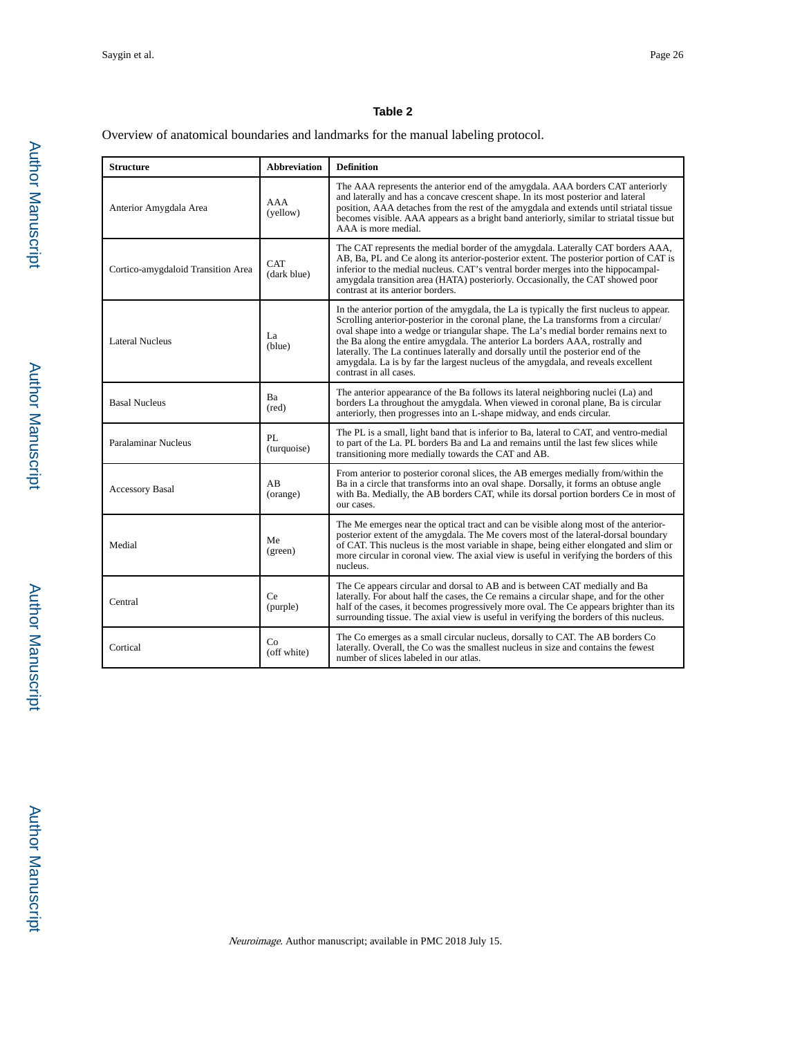**Table 2**

Overview of anatomical boundaries and landmarks for the manual labeling protocol.

| Structure | Abbreviation | Definition |
|---|---|---|
| Anterior Amygdala Area | AAA (yellow) | The AAA represents the anterior end of the amygdala. AAA borders CAT anteriorly and laterally and has a concave crescent shape. In its most posterior and lateral position, AAA detaches from the rest of the amygdala and extends until striatal tissue becomes visible. AAA appears as a bright band anteriorly, similar to striatal tissue but AAA is more medial. |
| Cortico-amygdaloid Transition Area | CAT (dark blue) | The CAT represents the medial border of the amygdala. Laterally CAT borders AAA, AB, Ba, PL and Ce along its anterior-posterior extent. The posterior portion of CAT is inferior to the medial nucleus. CAT's ventral border merges into the hippocampal-amygdala transition area (HATA) posteriorly. Occasionally, the CAT showed poor contrast at its anterior borders. |
| Lateral Nucleus | La (blue) | In the anterior portion of the amygdala, the La is typically the first nucleus to appear. Scrolling anterior-posterior in the coronal plane, the La transforms from a circular/oval shape into a wedge or triangular shape. The La's medial border remains next to the Ba along the entire amygdala. The anterior La borders AAA, rostrally and laterally. The La continues laterally and dorsally until the posterior end of the amygdala. La is by far the largest nucleus of the amygdala, and reveals excellent contrast in all cases. |
| Basal Nucleus | Ba (red) | The anterior appearance of the Ba follows its lateral neighboring nuclei (La) and borders La throughout the amygdala. When viewed in coronal plane, Ba is circular anteriorly, then progresses into an L-shape midway, and ends circular. |
| Paralaminar Nucleus | PL (turquoise) | The PL is a small, light band that is inferior to Ba, lateral to CAT, and ventro-medial to part of the La. PL borders Ba and La and remains until the last few slices while transitioning more medially towards the CAT and AB. |
| Accessory Basal | AB (orange) | From anterior to posterior coronal slices, the AB emerges medially from/within the Ba in a circle that transforms into an oval shape. Dorsally, it forms an obtuse angle with Ba. Medially, the AB borders CAT, while its dorsal portion borders Ce in most of our cases. |
| Medial | Me (green) | The Me emerges near the optical tract and can be visible along most of the anterior-posterior extent of the amygdala. The Me covers most of the lateral-dorsal boundary of CAT. This nucleus is the most variable in shape, being either elongated and slim or more circular in coronal view. The axial view is useful in verifying the borders of this nucleus. |
| Central | Ce (purple) | The Ce appears circular and dorsal to AB and is between CAT medially and Ba laterally. For about half the cases, the Ce remains a circular shape, and for the other half of the cases, it becomes progressively more oval. The Ce appears brighter than its surrounding tissue. The axial view is useful in verifying the borders of this nucleus. |
| Cortical | Co (off white) | The Co emerges as a small circular nucleus, dorsally to CAT. The AB borders Co laterally. Overall, the Co was the smallest nucleus in size and contains the fewest number of slices labeled in our atlas. |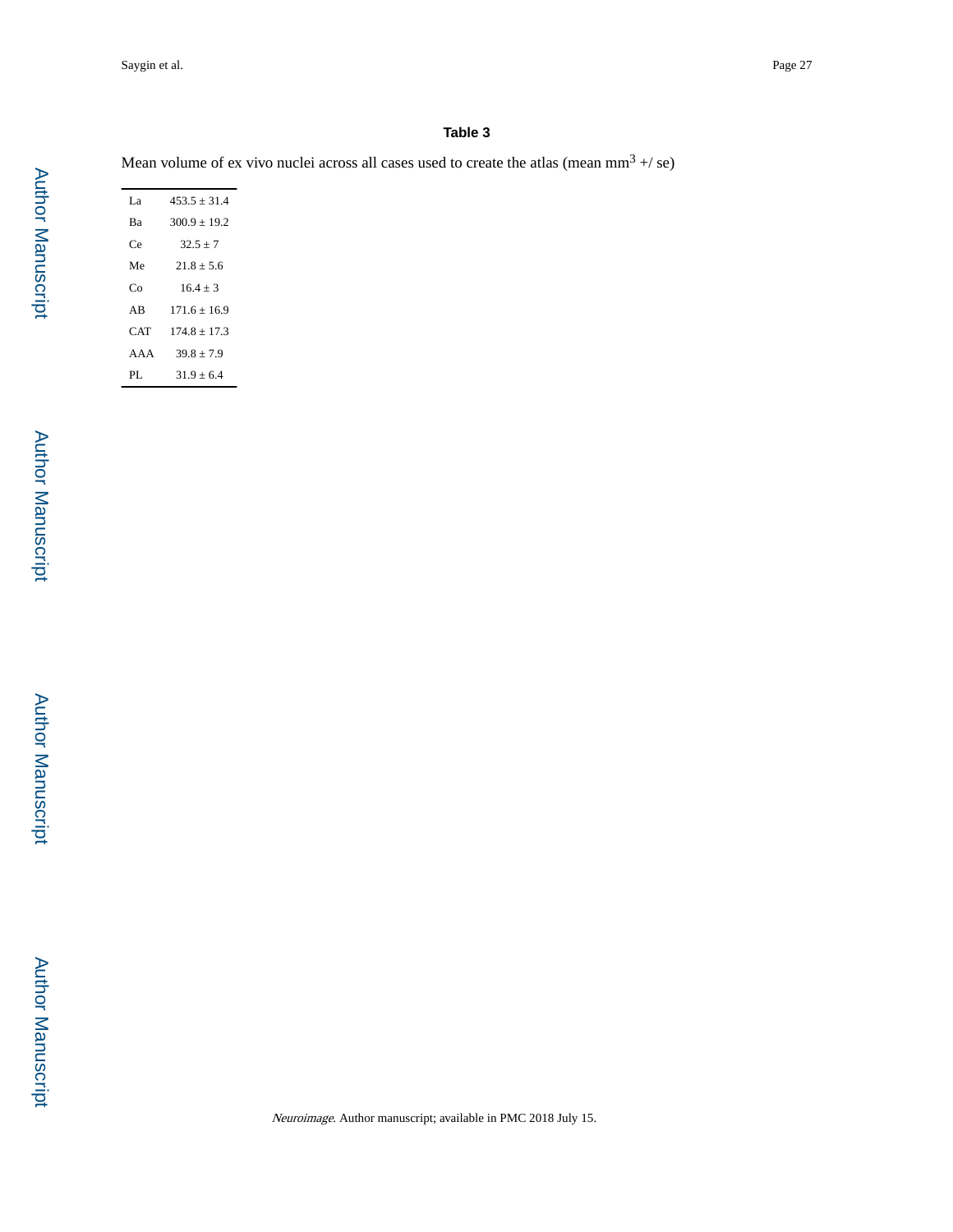## Table 3

Mean volume of ex vivo nuclei across all cases used to create the atlas (mean $mm^3$ +/ se)

| | |
|---|---|
| La | 453.5 ± 31.4 |
| Ba | 300.9 ± 19.2 |
| Ce | 32.5 ± 7 |
| Me | 21.8 ± 5.6 |
| Co | 16.4 ± 3 |
| AB | 171.6 ± 16.9 |
| CAT | 174.8 ± 17.3 |
| AAA | 39.8 ± 7.9 |
| PL | 31.9 ± 6.4 |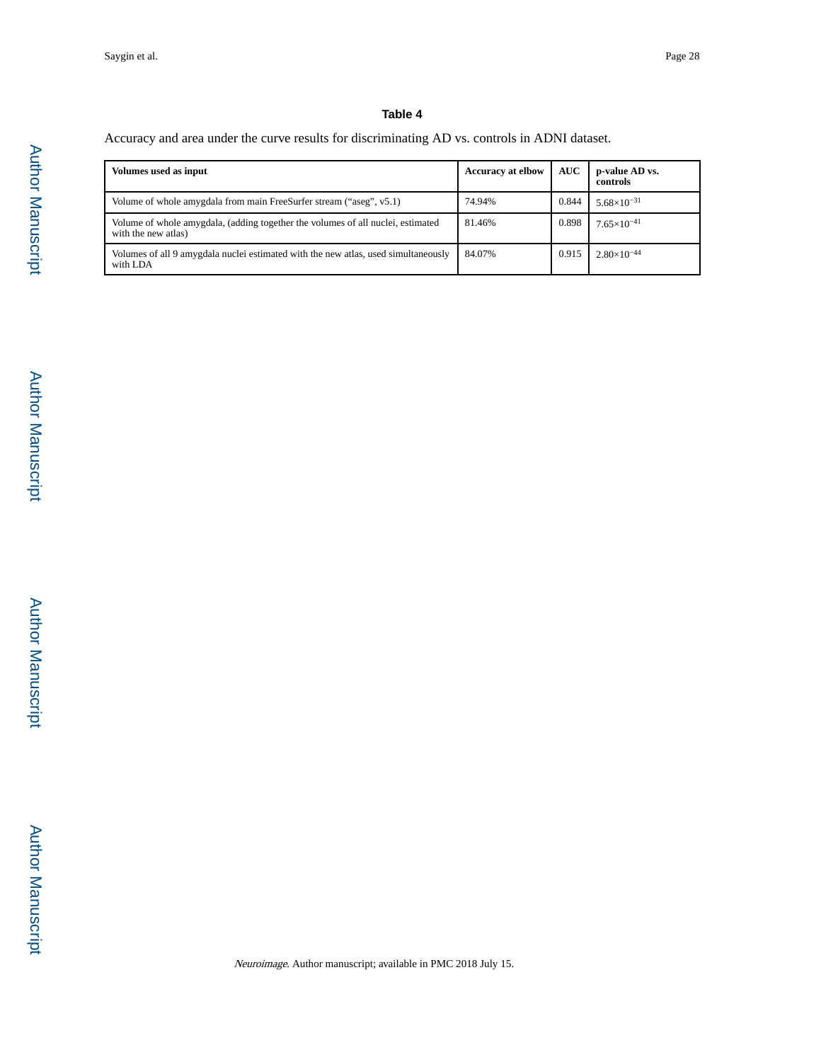### Table 4

Accuracy and area under the curve results for discriminating AD vs. controls in ADNI dataset.

| Volumes used as input | Accuracy at elbow | AUC | p-value AD vs. controls |
|---|---|---|---|
| Volume of whole amygdala from main FreeSurfer stream (“aseg”, v5.1) | 74.94% | 0.844 | $5.68\times10^{-31}$ |
| Volume of whole amygdala, (adding together the volumes of all nuclei, estimated with the new atlas) | 81.46% | 0.898 | $7.65\times10^{-41}$ |
| Volumes of all 9 amygdala nuclei estimated with the new atlas, used simultaneously with LDA | 84.07% | 0.915 | $2.80\times10^{-44}$ |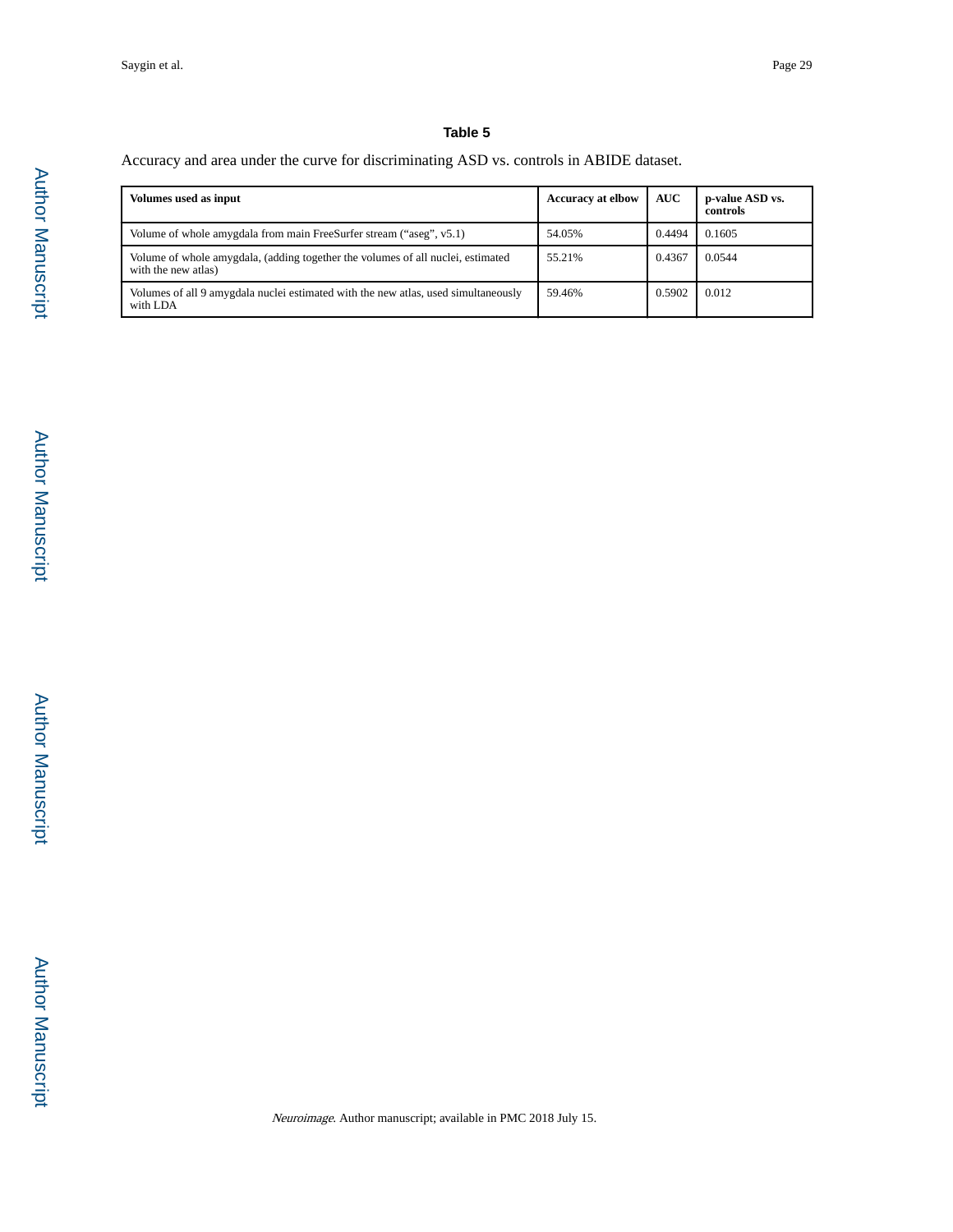### Table 5

Accuracy and area under the curve for discriminating ASD vs. controls in ABIDE dataset.

| Volumes used as input | Accuracy at elbow | AUC | p-value ASD vs. controls |
|---|---|---|---|
| Volume of whole amygdala from main FreeSurfer stream ("aseg", v5.1) | 54.05% | 0.4494 | 0.1605 |
| Volume of whole amygdala, (adding together the volumes of all nuclei, estimated with the new atlas) | 55.21% | 0.4367 | 0.0544 |
| Volumes of all 9 amygdala nuclei estimated with the new atlas, used simultaneously with LDA | 59.46% | 0.5902 | 0.012 |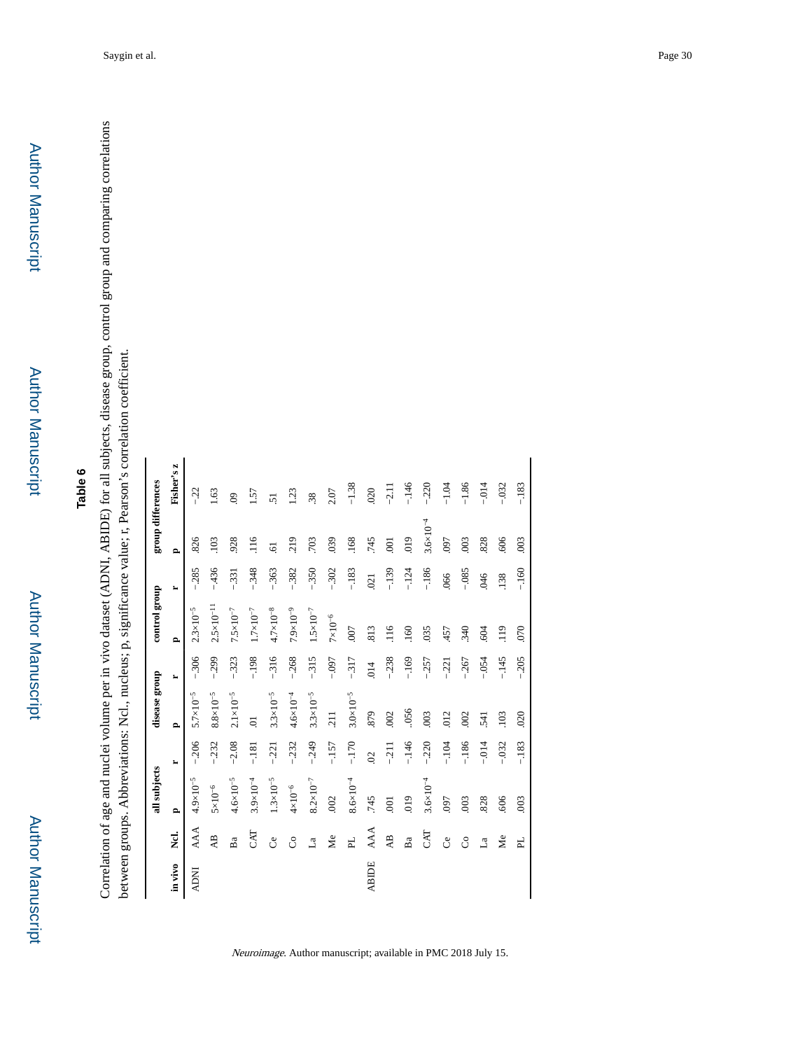## Table 6

Correlation of age and nuclei volume per in vivo dataset (ADNI, ABIDE) for all subjects, disease group, control group and comparing correlations between groups. Abbreviations: Ncl., nucleus; p, significance value; r, Pearson's correlation coefficient.

| | | all subjects | | disease group | | control group | | group differences | |
|---|---|---|---|---|---|---|---|---|---|
| in vivo | Ncl. | p | r | p | r | p | r | p | Fisher's z |
| ADNI | AAA | $4.9\times10^{-5}$ | −.206 | $5.7\times10^{-5}$ | −.306 | $2.3\times10^{-5}$ | −.285 | .826 | −.22 |
| | AB | $5\times10^{-6}$ | −.232 | $8.8\times10^{-5}$ | −.299 | $2.5\times10^{-11}$ | −.436 | .103 | 1.63 |
| | Ba | $4.6\times10^{-5}$ | −2.08 | $2.1\times10^{-5}$ | −.323 | $7.5\times10^{-7}$ | −.331 | .928 | .09 |
| | CAT | $3.9\times10^{-4}$ | −.181 | .01 | −.198 | $1.7\times10^{-7}$ | −.348 | .116 | 1.57 |
| | Ce | $1.3\times10^{-5}$ | −.221 | $3.3\times10^{-5}$ | −.316 | $4.7\times10^{-8}$ | −.363 | .61 | .51 |
| | Co | $4\times10^{-6}$ | −.232 | $4.6\times10^{-4}$ | −.268 | $7.9\times10^{-9}$ | −.382 | .219 | 1.23 |
| | La | $8.2\times10^{-7}$ | −.249 | $3.3\times10^{-5}$ | −.315 | $1.5\times10^{-7}$ | −.350 | .703 | .38 |
| | Me | .002 | −.157 | .211 | −.097 | $7\times10^{-6}$ | −.302 | .039 | 2.07 |
| | PL | $8.6\times10^{-4}$ | −.170 | $3.0\times10^{-5}$ | −.317 | .007 | −.183 | .168 | −1.38 |
| ABIDE | AAA | .745 | .02 | .879 | .014 | .813 | .021 | .745 | .020 |
| | AB | .001 | −.211 | .002 | −.238 | .116 | −.139 | .001 | −2.11 |
| | Ba | .019 | −.146 | .056 | −.169 | .160 | −.124 | .019 | −.146 |
| | CAT | $3.6\times10^{-4}$ | −.220 | .003 | −.257 | .035 | −.186 | $3.6\times10^{-4}$ | −.220 |
| | Ce | .097 | −.104 | .012 | −.221 | .457 | .066 | .097 | −1.04 |
| | Co | .003 | −.186 | .002 | −.267 | .340 | −.085 | .003 | −1.86 |
| | La | .828 | −.014 | .541 | −.054 | .604 | .046 | .828 | −.014 |
| | Me | .606 | −.032 | .103 | −.145 | .119 | .138 | .606 | −.032 |
| | PL | .003 | −.183 | .020 | −.205 | .070 | −.160 | .003 | −.183 |